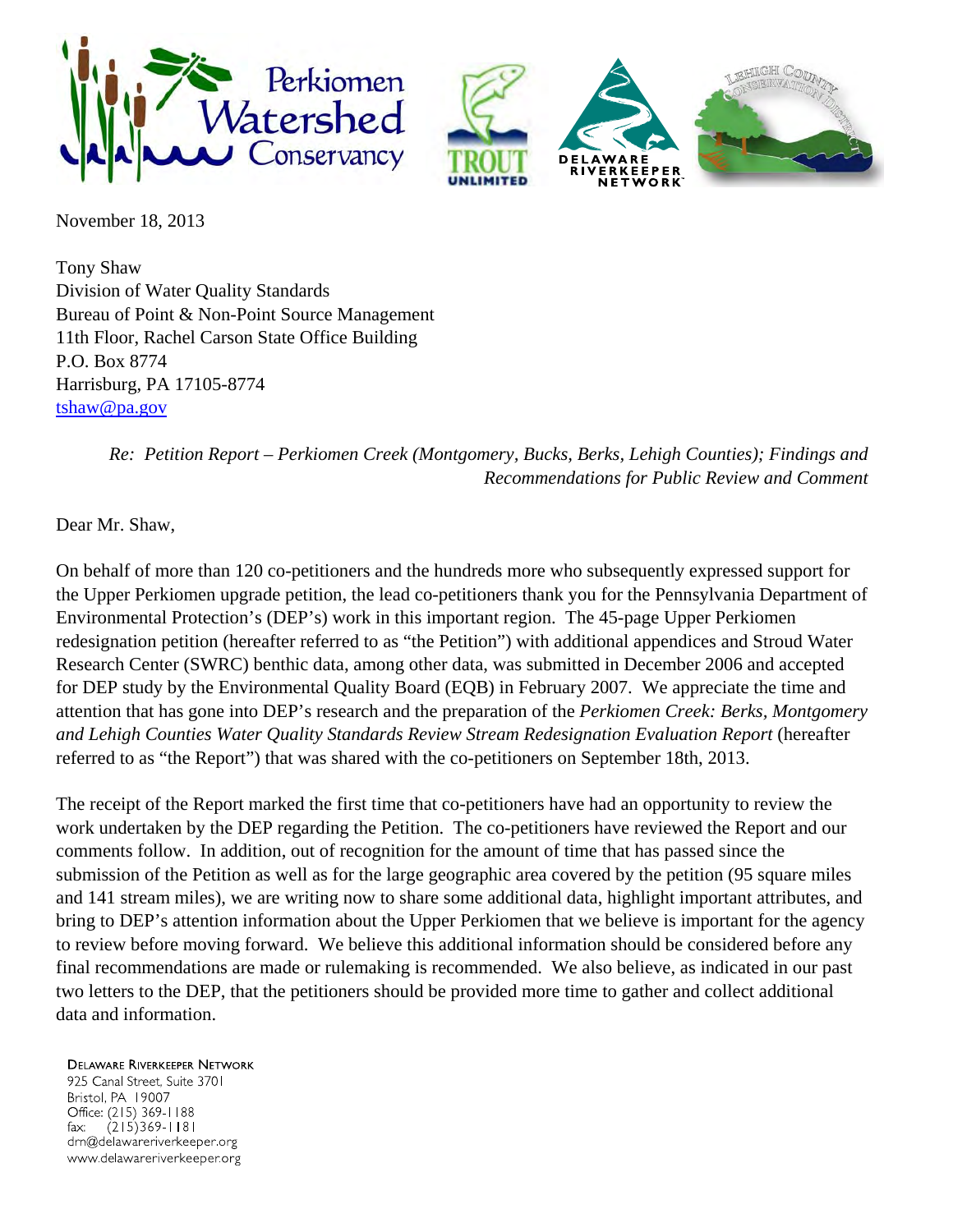Perkiomen Watershed Conservancy

TROUT UNLIMITED

DELAWARE RIVERKEEPER NETWORK

LEHIGH COUNTY CONSERVATION DISTRICT

November 18, 2013

Tony Shaw
Division of Water Quality Standards
Bureau of Point & Non-Point Source Management
11th Floor, Rachel Carson State Office Building
P.O. Box 8774
Harrisburg, PA 17105-8774
tshaw@pa.gov

*Re: Petition Report – Perkiomen Creek (Montgomery, Bucks, Berks, Lehigh Counties); Findings and Recommendations for Public Review and Comment*

Dear Mr. Shaw,

On behalf of more than 120 co-petitioners and the hundreds more who subsequently expressed support for the Upper Perkiomen upgrade petition, the lead co-petitioners thank you for the Pennsylvania Department of Environmental Protection's (DEP's) work in this important region. The 45-page Upper Perkiomen redesignation petition (hereafter referred to as "the Petition") with additional appendices and Stroud Water Research Center (SWRC) benthic data, among other data, was submitted in December 2006 and accepted for DEP study by the Environmental Quality Board (EQB) in February 2007. We appreciate the time and attention that has gone into DEP's research and the preparation of the *Perkiomen Creek: Berks, Montgomery and Lehigh Counties Water Quality Standards Review Stream Redesignation Evaluation Report* (hereafter referred to as "the Report") that was shared with the co-petitioners on September 18th, 2013.

The receipt of the Report marked the first time that co-petitioners have had an opportunity to review the work undertaken by the DEP regarding the Petition. The co-petitioners have reviewed the Report and our comments follow. In addition, out of recognition for the amount of time that has passed since the submission of the Petition as well as for the large geographic area covered by the petition (95 square miles and 141 stream miles), we are writing now to share some additional data, highlight important attributes, and bring to DEP's attention information about the Upper Perkiomen that we believe is important for the agency to review before moving forward. We believe this additional information should be considered before any final recommendations are made or rulemaking is recommended. We also believe, as indicated in our past two letters to the DEP, that the petitioners should be provided more time to gather and collect additional data and information.

DELAWARE RIVERKEEPER NETWORK
925 Canal Street, Suite 3701
Bristol, PA 19007
Office: (215) 369-1188
fax: (215)369-1181
drn@delawareriverkeeper.org
www.delawareriverkeeper.org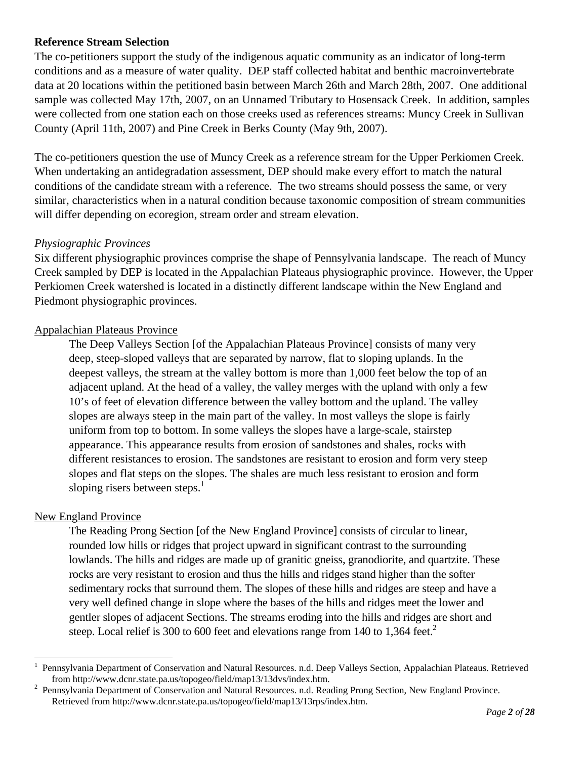**Reference Stream Selection**

The co-petitioners support the study of the indigenous aquatic community as an indicator of long-term conditions and as a measure of water quality. DEP staff collected habitat and benthic macroinvertebrate data at 20 locations within the petitioned basin between March 26th and March 28th, 2007. One additional sample was collected May 17th, 2007, on an Unnamed Tributary to Hosensack Creek. In addition, samples were collected from one station each on those creeks used as references streams: Muncy Creek in Sullivan County (April 11th, 2007) and Pine Creek in Berks County (May 9th, 2007).

The co-petitioners question the use of Muncy Creek as a reference stream for the Upper Perkiomen Creek. When undertaking an antidegradation assessment, DEP should make every effort to match the natural conditions of the candidate stream with a reference. The two streams should possess the same, or very similar, characteristics when in a natural condition because taxonomic composition of stream communities will differ depending on ecoregion, stream order and stream elevation.

*Physiographic Provinces*

Six different physiographic provinces comprise the shape of Pennsylvania landscape. The reach of Muncy Creek sampled by DEP is located in the Appalachian Plateaus physiographic province. However, the Upper Perkiomen Creek watershed is located in a distinctly different landscape within the New England and Piedmont physiographic provinces.

<u>Appalachian Plateaus Province</u>

> The Deep Valleys Section [of the Appalachian Plateaus Province] consists of many very deep, steep-sloped valleys that are separated by narrow, flat to sloping uplands. In the deepest valleys, the stream at the valley bottom is more than 1,000 feet below the top of an adjacent upland. At the head of a valley, the valley merges with the upland with only a few 10's of feet of elevation difference between the valley bottom and the upland. The valley slopes are always steep in the main part of the valley. In most valleys the slope is fairly uniform from top to bottom. In some valleys the slopes have a large-scale, stairstep appearance. This appearance results from erosion of sandstones and shales, rocks with different resistances to erosion. The sandstones are resistant to erosion and form very steep slopes and flat steps on the slopes. The shales are much less resistant to erosion and form sloping risers between steps.[1]

<u>New England Province</u>

> The Reading Prong Section [of the New England Province] consists of circular to linear, rounded low hills or ridges that project upward in significant contrast to the surrounding lowlands. The hills and ridges are made up of granitic gneiss, granodiorite, and quartzite. These rocks are very resistant to erosion and thus the hills and ridges stand higher than the softer sedimentary rocks that surround them. The slopes of these hills and ridges are steep and have a very well defined change in slope where the bases of the hills and ridges meet the lower and gentler slopes of adjacent Sections. The streams eroding into the hills and ridges are short and steep. Local relief is 300 to 600 feet and elevations range from 140 to 1,364 feet.[2]

---

[1] Pennsylvania Department of Conservation and Natural Resources. n.d. Deep Valleys Section, Appalachian Plateaus. Retrieved from http://www.dcnr.state.pa.us/topogeo/field/map13/13dvs/index.htm.

[2] Pennsylvania Department of Conservation and Natural Resources. n.d. Reading Prong Section, New England Province. Retrieved from http://www.dcnr.state.pa.us/topogeo/field/map13/13rps/index.htm.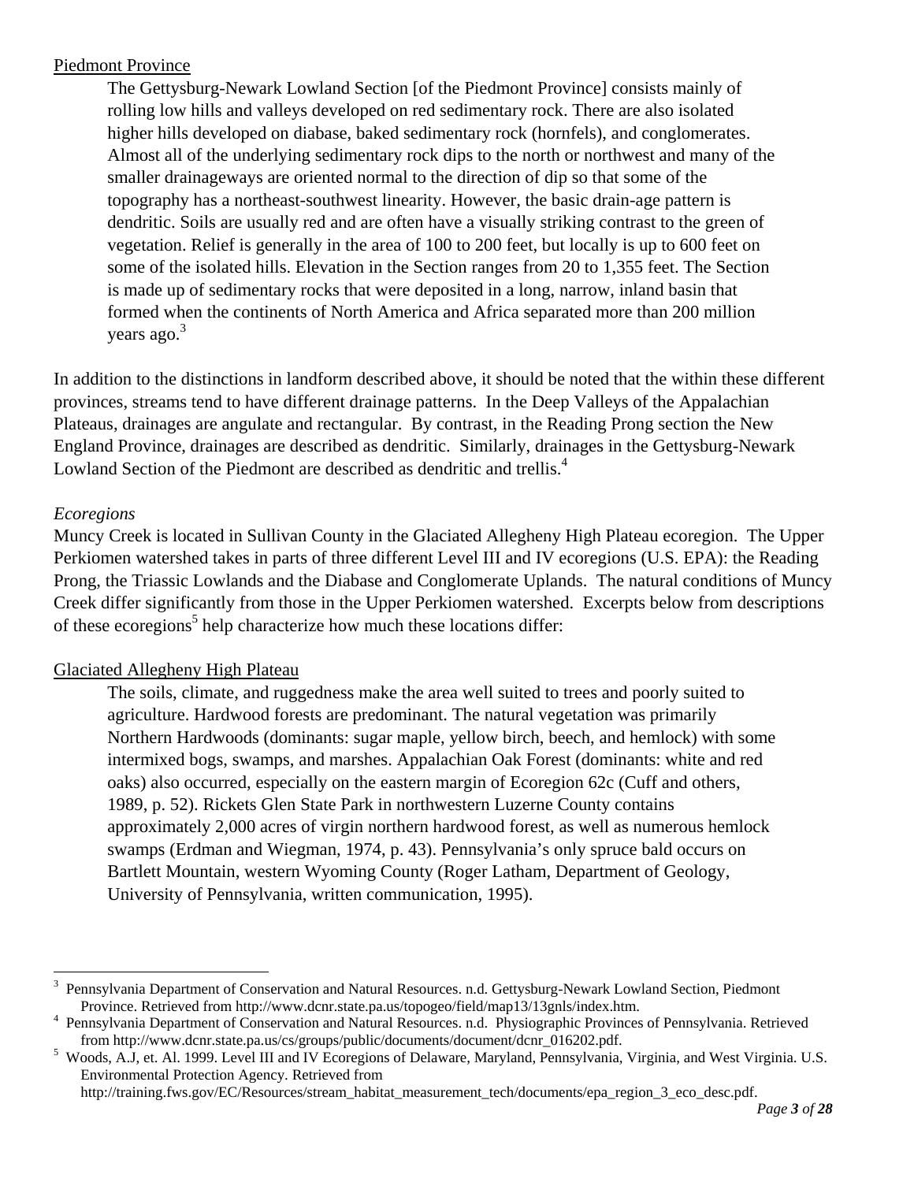Piedmont Province

> The Gettysburg-Newark Lowland Section [of the Piedmont Province] consists mainly of rolling low hills and valleys developed on red sedimentary rock. There are also isolated higher hills developed on diabase, baked sedimentary rock (hornfels), and conglomerates. Almost all of the underlying sedimentary rock dips to the north or northwest and many of the smaller drainageways are oriented normal to the direction of dip so that some of the topography has a northeast-southwest linearity. However, the basic drain-age pattern is dendritic. Soils are usually red and are often have a visually striking contrast to the green of vegetation. Relief is generally in the area of 100 to 200 feet, but locally is up to 600 feet on some of the isolated hills. Elevation in the Section ranges from 20 to 1,355 feet. The Section is made up of sedimentary rocks that were deposited in a long, narrow, inland basin that formed when the continents of North America and Africa separated more than 200 million years ago.[3]

In addition to the distinctions in landform described above, it should be noted that the within these different provinces, streams tend to have different drainage patterns. In the Deep Valleys of the Appalachian Plateaus, drainages are angulate and rectangular. By contrast, in the Reading Prong section the New England Province, drainages are described as dendritic. Similarly, drainages in the Gettysburg-Newark Lowland Section of the Piedmont are described as dendritic and trellis.[4]

*Ecoregions*

Muncy Creek is located in Sullivan County in the Glaciated Allegheny High Plateau ecoregion. The Upper Perkiomen watershed takes in parts of three different Level III and IV ecoregions (U.S. EPA): the Reading Prong, the Triassic Lowlands and the Diabase and Conglomerate Uplands. The natural conditions of Muncy Creek differ significantly from those in the Upper Perkiomen watershed. Excerpts below from descriptions of these ecoregions[5] help characterize how much these locations differ:

Glaciated Allegheny High Plateau

> The soils, climate, and ruggedness make the area well suited to trees and poorly suited to agriculture. Hardwood forests are predominant. The natural vegetation was primarily Northern Hardwoods (dominants: sugar maple, yellow birch, beech, and hemlock) with some intermixed bogs, swamps, and marshes. Appalachian Oak Forest (dominants: white and red oaks) also occurred, especially on the eastern margin of Ecoregion 62c (Cuff and others, 1989, p. 52). Rickets Glen State Park in northwestern Luzerne County contains approximately 2,000 acres of virgin northern hardwood forest, as well as numerous hemlock swamps (Erdman and Wiegman, 1974, p. 43). Pennsylvania's only spruce bald occurs on Bartlett Mountain, western Wyoming County (Roger Latham, Department of Geology, University of Pennsylvania, written communication, 1995).

---

[3] Pennsylvania Department of Conservation and Natural Resources. n.d. Gettysburg-Newark Lowland Section, Piedmont Province. Retrieved from http://www.dcnr.state.pa.us/topogeo/field/map13/13gnls/index.htm.

[4] Pennsylvania Department of Conservation and Natural Resources. n.d. Physiographic Provinces of Pennsylvania. Retrieved from http://www.dcnr.state.pa.us/cs/groups/public/documents/document/dcnr_016202.pdf.

[5] Woods, A.J, et. Al. 1999. Level III and IV Ecoregions of Delaware, Maryland, Pennsylvania, Virginia, and West Virginia. U.S. Environmental Protection Agency. Retrieved from http://training.fws.gov/EC/Resources/stream_habitat_measurement_tech/documents/epa_region_3_eco_desc.pdf.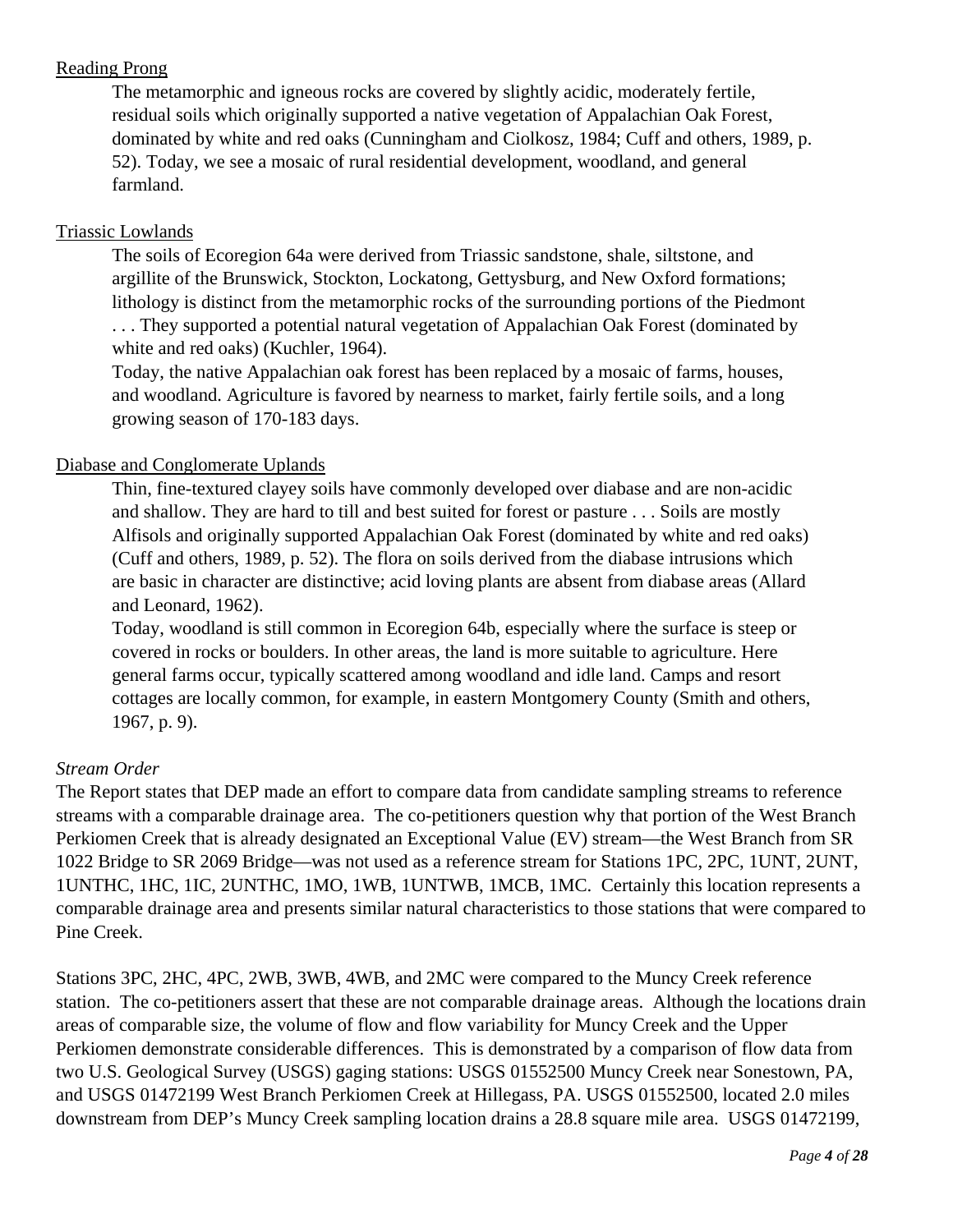Reading Prong

> The metamorphic and igneous rocks are covered by slightly acidic, moderately fertile, residual soils which originally supported a native vegetation of Appalachian Oak Forest, dominated by white and red oaks (Cunningham and Ciolkosz, 1984; Cuff and others, 1989, p. 52). Today, we see a mosaic of rural residential development, woodland, and general farmland.

Triassic Lowlands

> The soils of Ecoregion 64a were derived from Triassic sandstone, shale, siltstone, and argillite of the Brunswick, Stockton, Lockatong, Gettysburg, and New Oxford formations; lithology is distinct from the metamorphic rocks of the surrounding portions of the Piedmont . . . They supported a potential natural vegetation of Appalachian Oak Forest (dominated by white and red oaks) (Kuchler, 1964).
>
> Today, the native Appalachian oak forest has been replaced by a mosaic of farms, houses, and woodland. Agriculture is favored by nearness to market, fairly fertile soils, and a long growing season of 170-183 days.

Diabase and Conglomerate Uplands

> Thin, fine-textured clayey soils have commonly developed over diabase and are non-acidic and shallow. They are hard to till and best suited for forest or pasture . . . Soils are mostly Alfisols and originally supported Appalachian Oak Forest (dominated by white and red oaks) (Cuff and others, 1989, p. 52). The flora on soils derived from the diabase intrusions which are basic in character are distinctive; acid loving plants are absent from diabase areas (Allard and Leonard, 1962).
>
> Today, woodland is still common in Ecoregion 64b, especially where the surface is steep or covered in rocks or boulders. In other areas, the land is more suitable to agriculture. Here general farms occur, typically scattered among woodland and idle land. Camps and resort cottages are locally common, for example, in eastern Montgomery County (Smith and others, 1967, p. 9).

*Stream Order*

The Report states that DEP made an effort to compare data from candidate sampling streams to reference streams with a comparable drainage area. The co-petitioners question why that portion of the West Branch Perkiomen Creek that is already designated an Exceptional Value (EV) stream—the West Branch from SR 1022 Bridge to SR 2069 Bridge—was not used as a reference stream for Stations 1PC, 2PC, 1UNT, 2UNT, 1UNTHC, 1HC, 1IC, 2UNTHC, 1MO, 1WB, 1UNTWB, 1MCB, 1MC. Certainly this location represents a comparable drainage area and presents similar natural characteristics to those stations that were compared to Pine Creek.

Stations 3PC, 2HC, 4PC, 2WB, 3WB, 4WB, and 2MC were compared to the Muncy Creek reference station. The co-petitioners assert that these are not comparable drainage areas. Although the locations drain areas of comparable size, the volume of flow and flow variability for Muncy Creek and the Upper Perkiomen demonstrate considerable differences. This is demonstrated by a comparison of flow data from two U.S. Geological Survey (USGS) gaging stations: USGS 01552500 Muncy Creek near Sonestown, PA, and USGS 01472199 West Branch Perkiomen Creek at Hillegass, PA. USGS 01552500, located 2.0 miles downstream from DEP's Muncy Creek sampling location drains a 28.8 square mile area. USGS 01472199,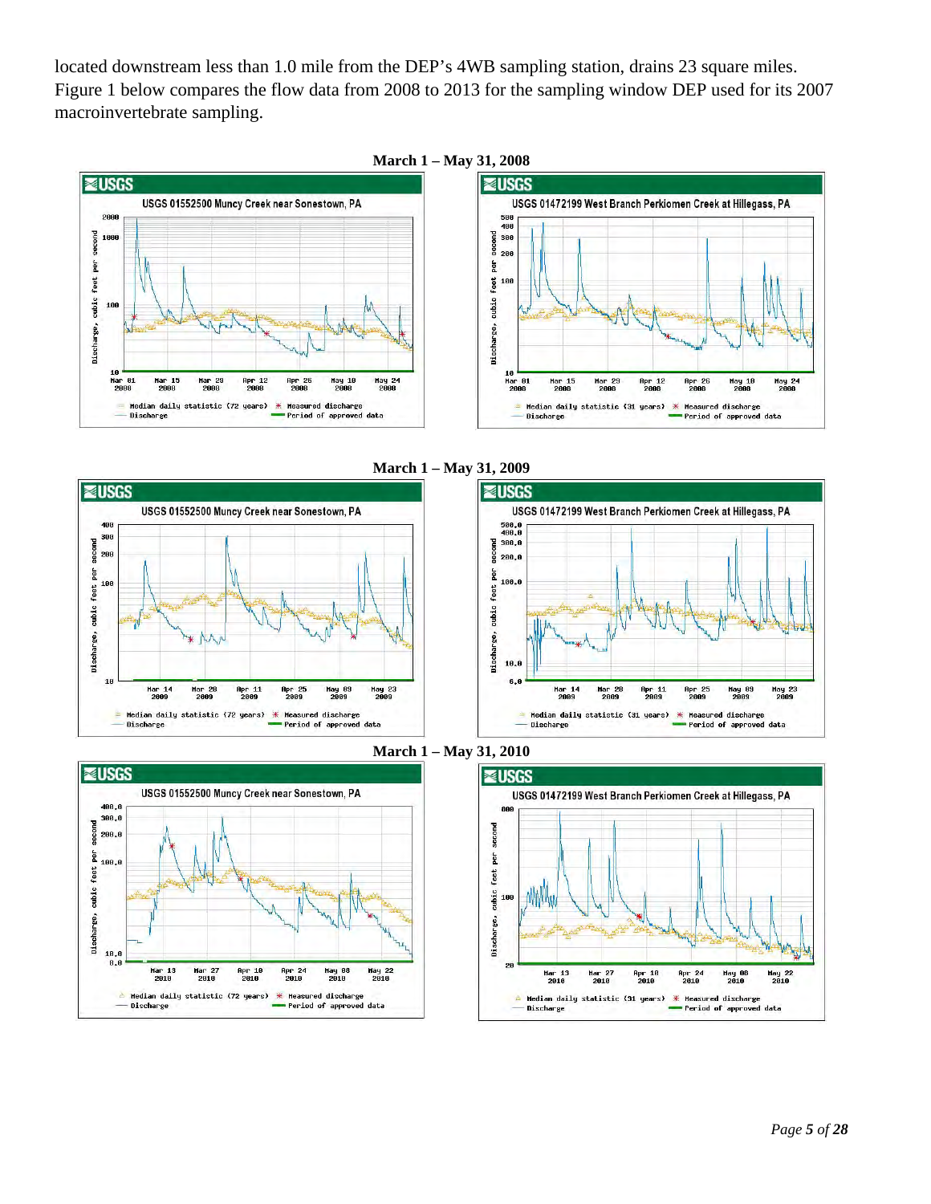located downstream less than 1.0 mile from the DEP's 4WB sampling station, drains 23 square miles. Figure 1 below compares the flow data from 2008 to 2013 for the sampling window DEP used for its 2007 macroinvertebrate sampling.

**March 1 – May 31, 2008**

USGS
USGS 01552500 Muncy Creek near Sonestown, PA
Discharge, cubic feet per second
2000
1000
100
10
Mar 01 2008
Mar 15 2008
Mar 29 2008
Apr 12 2008
Apr 26 2008
May 10 2008
May 24 2008
Median daily statistic (72 years)
Measured discharge
Discharge
Period of approved data

USGS
USGS 01472199 West Branch Perkiomen Creek at Hillegass, PA
Discharge, cubic feet per second
500
400
300
200
100
10
Mar 01 2008
Mar 15 2008
Mar 29 2008
Apr 12 2008
Apr 26 2008
May 10 2008
May 24 2008
Median daily statistic (31 years)
Measured discharge
Discharge
Period of approved data

**March 1 – May 31, 2009**

USGS
USGS 01552500 Muncy Creek near Sonestown, PA
Discharge, cubic feet per second
400
300
200
100
10
Mar 14 2009
Mar 28 2009
Apr 11 2009
Apr 25 2009
May 09 2009
May 23 2009
Median daily statistic (72 years)
Measured discharge
Discharge
Period of approved data

USGS
USGS 01472199 West Branch Perkiomen Creek at Hillegass, PA
Discharge, cubic feet per second
500.0
400.0
300.0
200.0
100.0
10.0
6.0
Mar 14 2009
Mar 28 2009
Apr 11 2009
Apr 25 2009
May 09 2009
May 23 2009
Median daily statistic (31 years)
Measured discharge
Discharge
Period of approved data

**March 1 – May 31, 2010**

USGS
USGS 01552500 Muncy Creek near Sonestown, PA
Discharge, cubic feet per second
400.0
300.0
200.0
100.0
10.0
8.0
Mar 13 2010
Mar 27 2010
Apr 10 2010
Apr 24 2010
May 08 2010
May 22 2010
Median daily statistic (72 years)
Measured discharge
Discharge
Period of approved data

USGS
USGS 01472199 West Branch Perkiomen Creek at Hillegass, PA
Discharge, cubic feet per second
800
100
20
Mar 13 2010
Mar 27 2010
Apr 10 2010
Apr 24 2010
May 08 2010
May 22 2010
Median daily statistic (31 years)
Measured discharge
Discharge
Period of approved data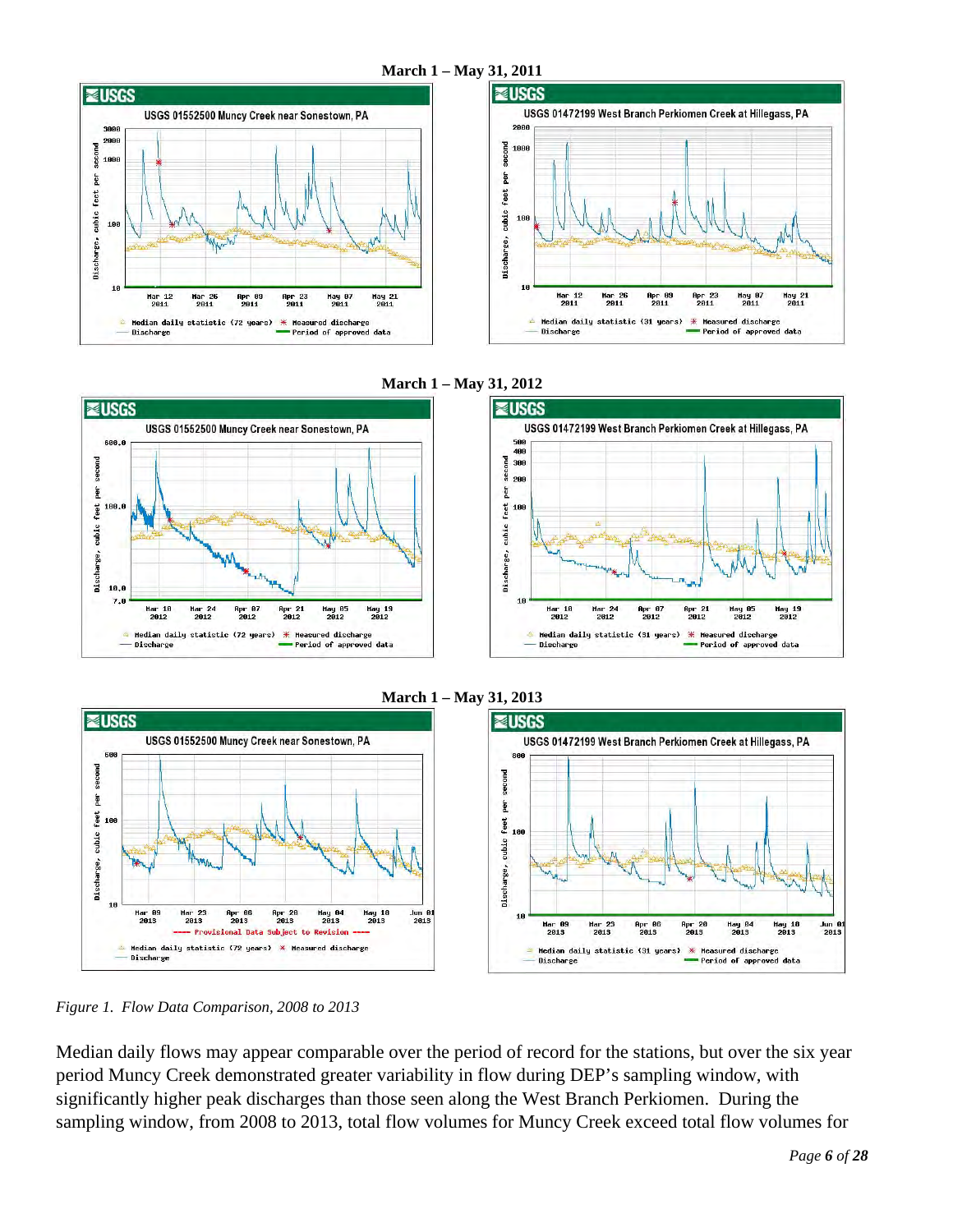**March 1 – May 31, 2011**

USGS

USGS 01552500 Muncy Creek near Sonestown, PA

Discharge, cubic feet per second

3000
2000
1000
100
10

Mar 12 2011
Mar 26 2011
Apr 09 2011
Apr 23 2011
May 07 2011
May 21 2011

Median daily statistic (72 years)
Measured discharge
Discharge
Period of approved data

USGS

USGS 01472199 West Branch Perkiomen Creek at Hillegass, PA

Discharge, cubic feet per second

2000
1000
100
10

Mar 12 2011
Mar 26 2011
Apr 09 2011
Apr 23 2011
May 07 2011
May 21 2011

Median daily statistic (31 years)
Measured discharge
Discharge
Period of approved data

**March 1 – May 31, 2012**

USGS

USGS 01552500 Muncy Creek near Sonestown, PA

Discharge, cubic feet per second

600.0
100.0
10.0
7.0

Mar 10 2012
Mar 24 2012
Apr 07 2012
Apr 21 2012
May 05 2012
May 19 2012

Median daily statistic (72 years)
Measured discharge
Discharge
Period of approved data

USGS

USGS 01472199 West Branch Perkiomen Creek at Hillegass, PA

Discharge, cubic feet per second

500
400
300
200
100
10

Mar 10 2012
Mar 24 2012
Apr 07 2012
Apr 21 2012
May 05 2012
May 19 2012

Median daily statistic (31 years)
Measured discharge
Discharge
Period of approved data

**March 1 – May 31, 2013**

USGS

USGS 01552500 Muncy Creek near Sonestown, PA

Discharge, cubic feet per second

600
100
10

Mar 09 2013
Mar 23 2013
Apr 06 2013
Apr 20 2013
May 04 2013
May 18 2013
Jun 01 2013

---- Provisional Data Subject to Revision ----

Median daily statistic (72 years)
Measured discharge
Discharge

USGS

USGS 01472199 West Branch Perkiomen Creek at Hillegass, PA

Discharge, cubic feet per second

800
100
10

Mar 09 2013
Mar 23 2013
Apr 06 2013
Apr 20 2013
May 04 2013
May 18 2013
Jun 01 2013

Median daily statistic (31 years)
Measured discharge
Discharge
Period of approved data

*Figure 1. Flow Data Comparison, 2008 to 2013*

Median daily flows may appear comparable over the period of record for the stations, but over the six year period Muncy Creek demonstrated greater variability in flow during DEP's sampling window, with significantly higher peak discharges than those seen along the West Branch Perkiomen. During the sampling window, from 2008 to 2013, total flow volumes for Muncy Creek exceed total flow volumes for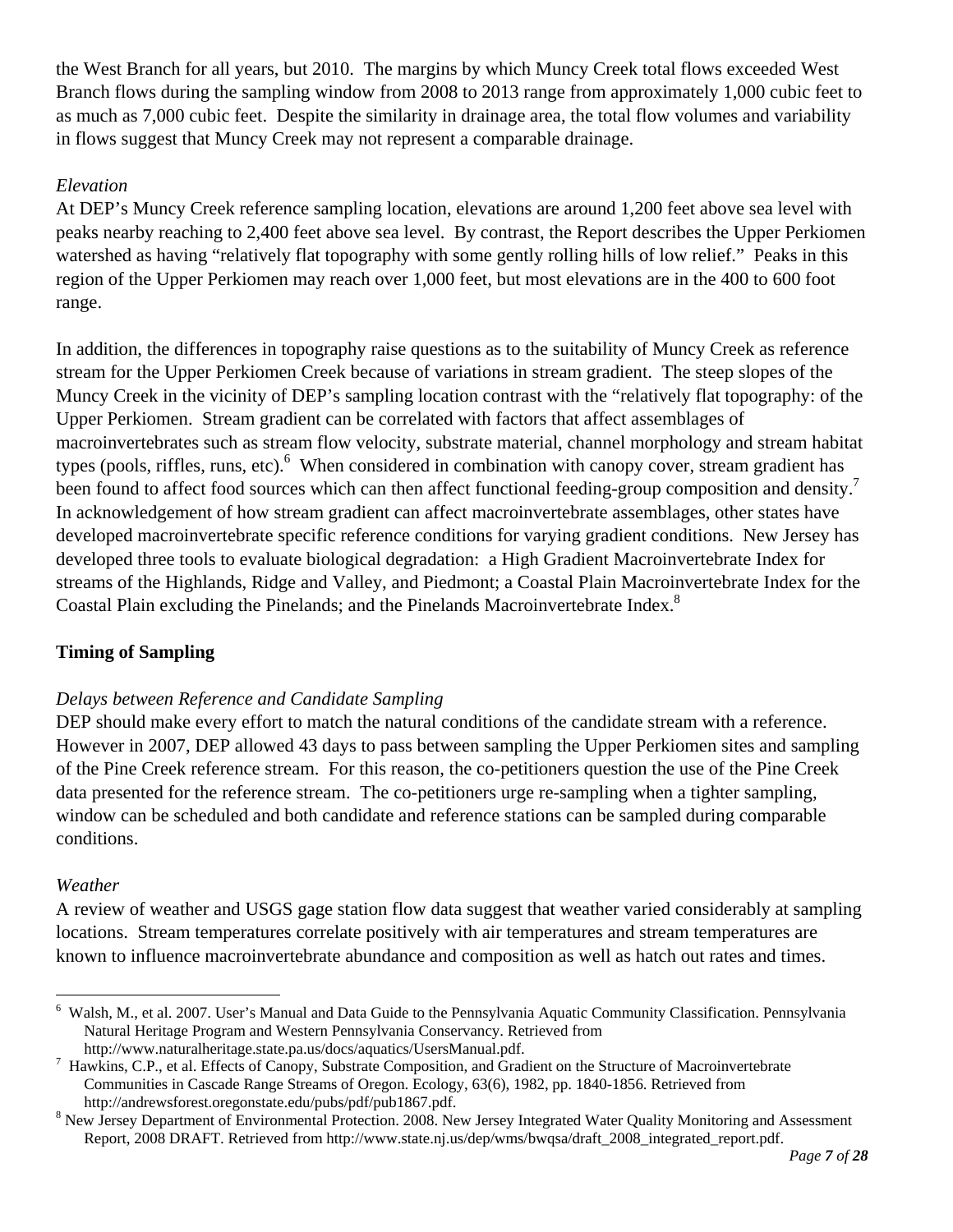the West Branch for all years, but 2010. The margins by which Muncy Creek total flows exceeded West Branch flows during the sampling window from 2008 to 2013 range from approximately 1,000 cubic feet to as much as 7,000 cubic feet. Despite the similarity in drainage area, the total flow volumes and variability in flows suggest that Muncy Creek may not represent a comparable drainage.

*Elevation*

At DEP's Muncy Creek reference sampling location, elevations are around 1,200 feet above sea level with peaks nearby reaching to 2,400 feet above sea level. By contrast, the Report describes the Upper Perkiomen watershed as having "relatively flat topography with some gently rolling hills of low relief." Peaks in this region of the Upper Perkiomen may reach over 1,000 feet, but most elevations are in the 400 to 600 foot range.

In addition, the differences in topography raise questions as to the suitability of Muncy Creek as reference stream for the Upper Perkiomen Creek because of variations in stream gradient. The steep slopes of the Muncy Creek in the vicinity of DEP's sampling location contrast with the "relatively flat topography: of the Upper Perkiomen. Stream gradient can be correlated with factors that affect assemblages of macroinvertebrates such as stream flow velocity, substrate material, channel morphology and stream habitat types (pools, riffles, runs, etc).[6] When considered in combination with canopy cover, stream gradient has been found to affect food sources which can then affect functional feeding-group composition and density.[7] In acknowledgement of how stream gradient can affect macroinvertebrate assemblages, other states have developed macroinvertebrate specific reference conditions for varying gradient conditions. New Jersey has developed three tools to evaluate biological degradation: a High Gradient Macroinvertebrate Index for streams of the Highlands, Ridge and Valley, and Piedmont; a Coastal Plain Macroinvertebrate Index for the Coastal Plain excluding the Pinelands; and the Pinelands Macroinvertebrate Index.[8]

**Timing of Sampling**

*Delays between Reference and Candidate Sampling*

DEP should make every effort to match the natural conditions of the candidate stream with a reference. However in 2007, DEP allowed 43 days to pass between sampling the Upper Perkiomen sites and sampling of the Pine Creek reference stream. For this reason, the co-petitioners question the use of the Pine Creek data presented for the reference stream. The co-petitioners urge re-sampling when a tighter sampling, window can be scheduled and both candidate and reference stations can be sampled during comparable conditions.

*Weather*

A review of weather and USGS gage station flow data suggest that weather varied considerably at sampling locations. Stream temperatures correlate positively with air temperatures and stream temperatures are known to influence macroinvertebrate abundance and composition as well as hatch out rates and times.

[6] Walsh, M., et al. 2007. User's Manual and Data Guide to the Pennsylvania Aquatic Community Classification. Pennsylvania Natural Heritage Program and Western Pennsylvania Conservancy. Retrieved from http://www.naturalheritage.state.pa.us/docs/aquatics/UsersManual.pdf.

[7] Hawkins, C.P., et al. Effects of Canopy, Substrate Composition, and Gradient on the Structure of Macroinvertebrate Communities in Cascade Range Streams of Oregon. Ecology, 63(6), 1982, pp. 1840-1856. Retrieved from http://andrewsforest.oregonstate.edu/pubs/pdf/pub1867.pdf.

[8] New Jersey Department of Environmental Protection. 2008. New Jersey Integrated Water Quality Monitoring and Assessment Report, 2008 DRAFT. Retrieved from http://www.state.nj.us/dep/wms/bwqsa/draft_2008_integrated_report.pdf.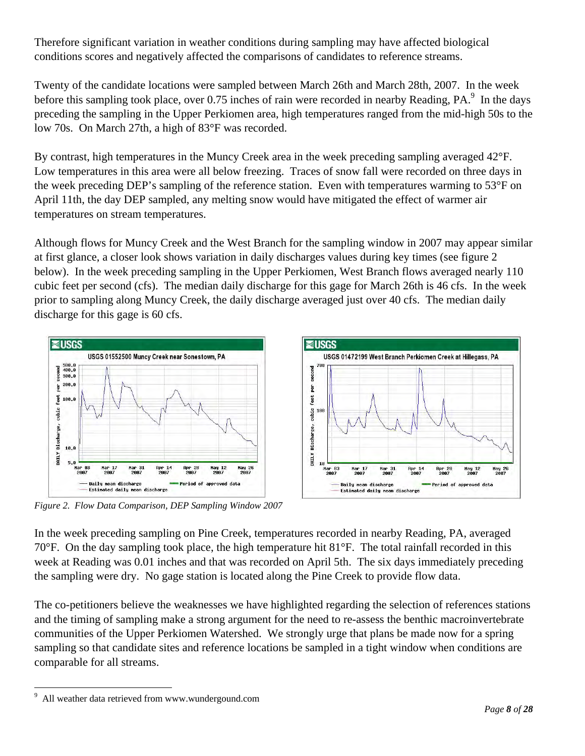Therefore significant variation in weather conditions during sampling may have affected biological conditions scores and negatively affected the comparisons of candidates to reference streams.

Twenty of the candidate locations were sampled between March 26th and March 28th, 2007. In the week before this sampling took place, over 0.75 inches of rain were recorded in nearby Reading, PA.[9] In the days preceding the sampling in the Upper Perkiomen area, high temperatures ranged from the mid-high 50s to the low 70s. On March 27th, a high of 83°F was recorded.

By contrast, high temperatures in the Muncy Creek area in the week preceding sampling averaged 42°F. Low temperatures in this area were all below freezing. Traces of snow fall were recorded on three days in the week preceding DEP's sampling of the reference station. Even with temperatures warming to 53°F on April 11th, the day DEP sampled, any melting snow would have mitigated the effect of warmer air temperatures on stream temperatures.

Although flows for Muncy Creek and the West Branch for the sampling window in 2007 may appear similar at first glance, a closer look shows variation in daily discharges values during key times (see figure 2 below). In the week preceding sampling in the Upper Perkiomen, West Branch flows averaged nearly 110 cubic feet per second (cfs). The median daily discharge for this gage for March 26th is 46 cfs. In the week prior to sampling along Muncy Creek, the daily discharge averaged just over 40 cfs. The median daily discharge for this gage is 60 cfs.

USGS
USGS 01552500 Muncy Creek near Sonestown, PA
DAILY Discharge, cubic feet per second
500.0
400.0
300.0
200.0
100.0
10.0
5.0
Mar 03 2007
Mar 17 2007
Mar 31 2007
Apr 14 2007
Apr 28 2007
May 12 2007
May 26 2007
Daily mean discharge
Estimated daily mean discharge
Period of approved data

USGS
USGS 01472199 West Branch Perkiomen Creek at Hillegass, PA
DAILY Discharge, cubic feet per second
700
100
10
Mar 03 2007
Mar 17 2007
Mar 31 2007
Apr 14 2007
Apr 28 2007
May 12 2007
May 26 2007
Daily mean discharge
Estimated daily mean discharge
Period of approved data

*Figure 2. Flow Data Comparison, DEP Sampling Window 2007*

In the week preceding sampling on Pine Creek, temperatures recorded in nearby Reading, PA, averaged 70°F. On the day sampling took place, the high temperature hit 81°F. The total rainfall recorded in this week at Reading was 0.01 inches and that was recorded on April 5th. The six days immediately preceding the sampling were dry. No gage station is located along the Pine Creek to provide flow data.

The co-petitioners believe the weaknesses we have highlighted regarding the selection of references stations and the timing of sampling make a strong argument for the need to re-assess the benthic macroinvertebrate communities of the Upper Perkiomen Watershed. We strongly urge that plans be made now for a spring sampling so that candidate sites and reference locations be sampled in a tight window when conditions are comparable for all streams.

---

[9] All weather data retrieved from www.wundergound.com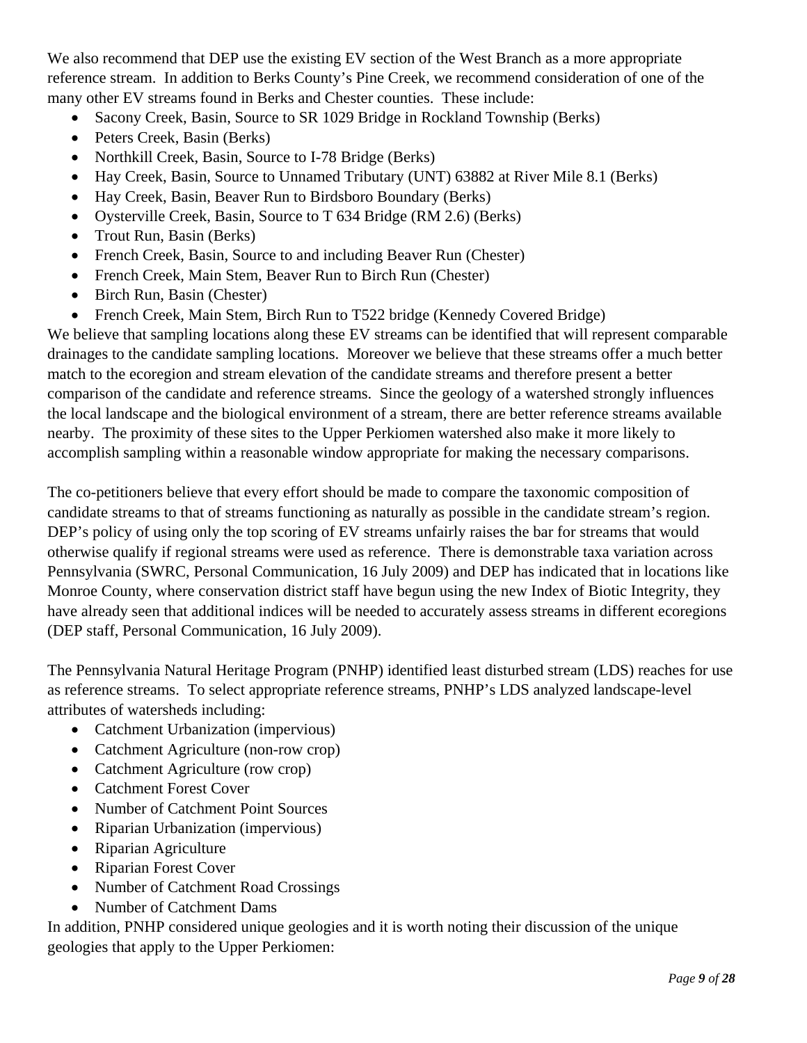We also recommend that DEP use the existing EV section of the West Branch as a more appropriate reference stream. In addition to Berks County's Pine Creek, we recommend consideration of one of the many other EV streams found in Berks and Chester counties. These include:

- Sacony Creek, Basin, Source to SR 1029 Bridge in Rockland Township (Berks)
- Peters Creek, Basin (Berks)
- Northkill Creek, Basin, Source to I-78 Bridge (Berks)
- Hay Creek, Basin, Source to Unnamed Tributary (UNT) 63882 at River Mile 8.1 (Berks)
- Hay Creek, Basin, Beaver Run to Birdsboro Boundary (Berks)
- Oysterville Creek, Basin, Source to T 634 Bridge (RM 2.6) (Berks)
- Trout Run, Basin (Berks)
- French Creek, Basin, Source to and including Beaver Run (Chester)
- French Creek, Main Stem, Beaver Run to Birch Run (Chester)
- Birch Run, Basin (Chester)
- French Creek, Main Stem, Birch Run to T522 bridge (Kennedy Covered Bridge)

We believe that sampling locations along these EV streams can be identified that will represent comparable drainages to the candidate sampling locations. Moreover we believe that these streams offer a much better match to the ecoregion and stream elevation of the candidate streams and therefore present a better comparison of the candidate and reference streams. Since the geology of a watershed strongly influences the local landscape and the biological environment of a stream, there are better reference streams available nearby. The proximity of these sites to the Upper Perkiomen watershed also make it more likely to accomplish sampling within a reasonable window appropriate for making the necessary comparisons.

The co-petitioners believe that every effort should be made to compare the taxonomic composition of candidate streams to that of streams functioning as naturally as possible in the candidate stream's region. DEP's policy of using only the top scoring of EV streams unfairly raises the bar for streams that would otherwise qualify if regional streams were used as reference. There is demonstrable taxa variation across Pennsylvania (SWRC, Personal Communication, 16 July 2009) and DEP has indicated that in locations like Monroe County, where conservation district staff have begun using the new Index of Biotic Integrity, they have already seen that additional indices will be needed to accurately assess streams in different ecoregions (DEP staff, Personal Communication, 16 July 2009).

The Pennsylvania Natural Heritage Program (PNHP) identified least disturbed stream (LDS) reaches for use as reference streams. To select appropriate reference streams, PNHP's LDS analyzed landscape-level attributes of watersheds including:

- Catchment Urbanization (impervious)
- Catchment Agriculture (non-row crop)
- Catchment Agriculture (row crop)
- Catchment Forest Cover
- Number of Catchment Point Sources
- Riparian Urbanization (impervious)
- Riparian Agriculture
- Riparian Forest Cover
- Number of Catchment Road Crossings
- Number of Catchment Dams

In addition, PNHP considered unique geologies and it is worth noting their discussion of the unique geologies that apply to the Upper Perkiomen: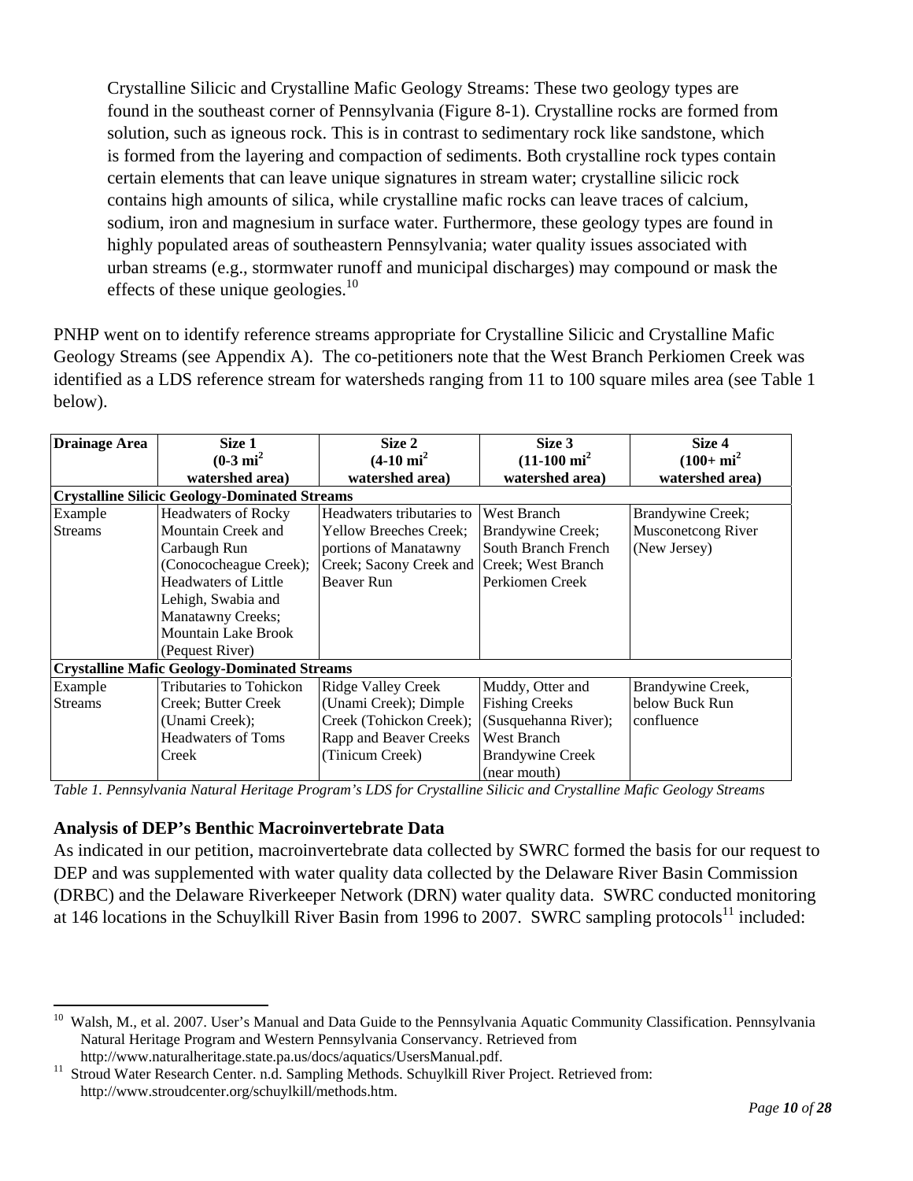Crystalline Silicic and Crystalline Mafic Geology Streams: These two geology types are found in the southeast corner of Pennsylvania (Figure 8-1). Crystalline rocks are formed from solution, such as igneous rock. This is in contrast to sedimentary rock like sandstone, which is formed from the layering and compaction of sediments. Both crystalline rock types contain certain elements that can leave unique signatures in stream water; crystalline silicic rock contains high amounts of silica, while crystalline mafic rocks can leave traces of calcium, sodium, iron and magnesium in surface water. Furthermore, these geology types are found in highly populated areas of southeastern Pennsylvania; water quality issues associated with urban streams (e.g., stormwater runoff and municipal discharges) may compound or mask the effects of these unique geologies.[10]

PNHP went on to identify reference streams appropriate for Crystalline Silicic and Crystalline Mafic Geology Streams (see Appendix A). The co-petitioners note that the West Branch Perkiomen Creek was identified as a LDS reference stream for watersheds ranging from 11 to 100 square miles area (see Table 1 below).

| **Drainage Area** | **Size 1 (0-3 mi$^2$ watershed area)** | **Size 2 (4-10 mi$^2$ watershed area)** | **Size 3 (11-100 mi$^2$ watershed area)** | **Size 4 (100+ mi$^2$ watershed area)** |
|---|---|---|---|---|
| **Crystalline Silicic Geology-Dominated Streams** | | | | |
| Example Streams | Headwaters of Rocky Mountain Creek and Carbaugh Run (Conococheague Creek); Headwaters of Little Lehigh, Swabia and Manatawny Creeks; Mountain Lake Brook (Pequest River) | Headwaters tributaries to Yellow Breeches Creek; portions of Manatawny Creek; Sacony Creek and Beaver Run | West Branch Brandywine Creek; South Branch French Creek; West Branch Perkiomen Creek | Brandywine Creek; Musconetcong River (New Jersey) |
| **Crystalline Mafic Geology-Dominated Streams** | | | | |
| Example Streams | Tributaries to Tohickon Creek; Butter Creek (Unami Creek); Headwaters of Toms Creek | Ridge Valley Creek (Unami Creek); Dimple Creek (Tohickon Creek); Rapp and Beaver Creeks (Tinicum Creek) | Muddy, Otter and Fishing Creeks (Susquehanna River); West Branch Brandywine Creek (near mouth) | Brandywine Creek, below Buck Run confluence |

*Table 1. Pennsylvania Natural Heritage Program's LDS for Crystalline Silicic and Crystalline Mafic Geology Streams*

**Analysis of DEP's Benthic Macroinvertebrate Data**

As indicated in our petition, macroinvertebrate data collected by SWRC formed the basis for our request to DEP and was supplemented with water quality data collected by the Delaware River Basin Commission (DRBC) and the Delaware Riverkeeper Network (DRN) water quality data. SWRC conducted monitoring at 146 locations in the Schuylkill River Basin from 1996 to 2007. SWRC sampling protocols[11] included:

[10] Walsh, M., et al. 2007. User's Manual and Data Guide to the Pennsylvania Aquatic Community Classification. Pennsylvania Natural Heritage Program and Western Pennsylvania Conservancy. Retrieved from http://www.naturalheritage.state.pa.us/docs/aquatics/UsersManual.pdf.

[11] Stroud Water Research Center. n.d. Sampling Methods. Schuylkill River Project. Retrieved from: http://www.stroudcenter.org/schuylkill/methods.htm.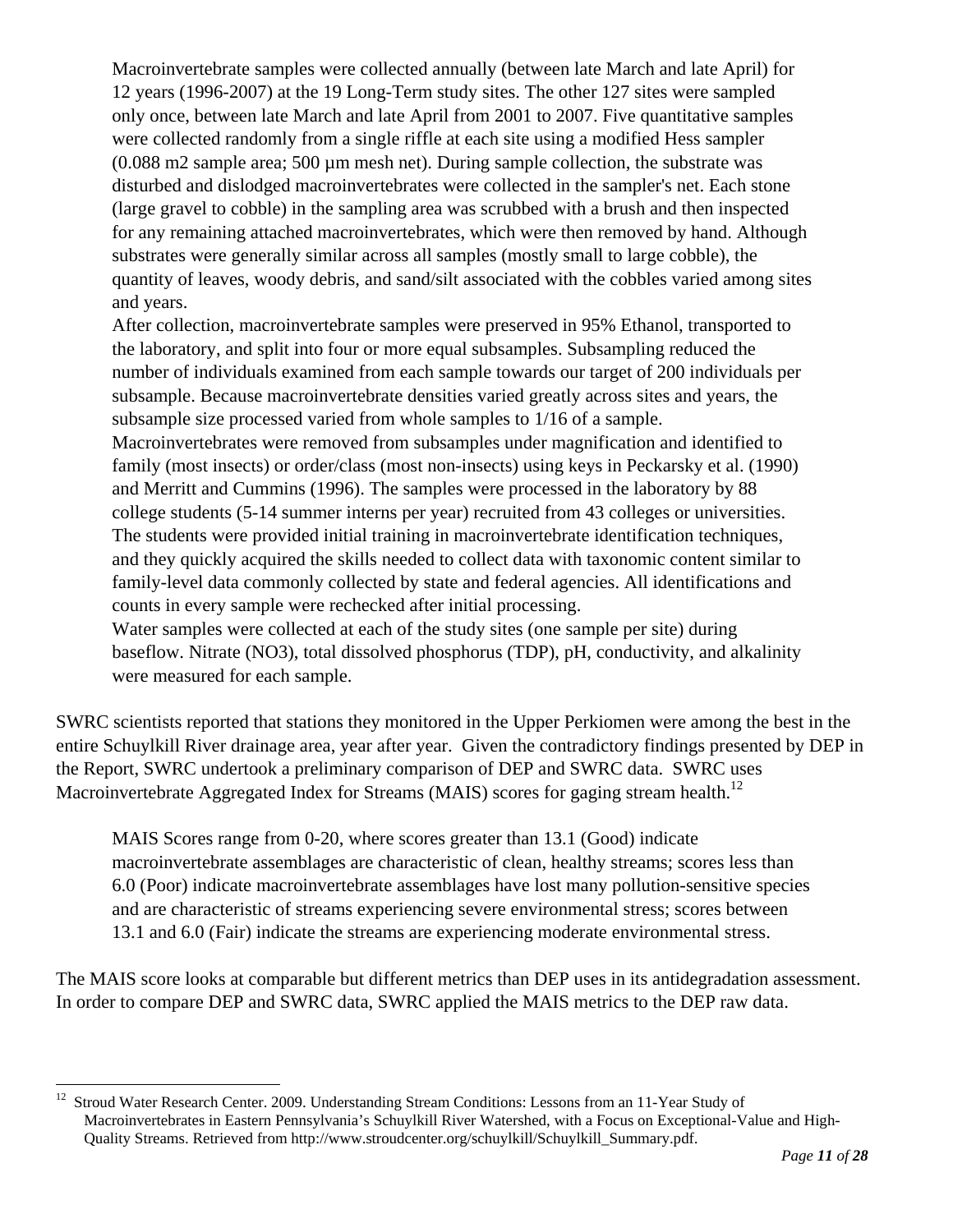> Macroinvertebrate samples were collected annually (between late March and late April) for 12 years (1996-2007) at the 19 Long-Term study sites. The other 127 sites were sampled only once, between late March and late April from 2001 to 2007. Five quantitative samples were collected randomly from a single riffle at each site using a modified Hess sampler (0.088 m2 sample area; 500 µm mesh net). During sample collection, the substrate was disturbed and dislodged macroinvertebrates were collected in the sampler's net. Each stone (large gravel to cobble) in the sampling area was scrubbed with a brush and then inspected for any remaining attached macroinvertebrates, which were then removed by hand. Although substrates were generally similar across all samples (mostly small to large cobble), the quantity of leaves, woody debris, and sand/silt associated with the cobbles varied among sites and years.
>
> After collection, macroinvertebrate samples were preserved in 95% Ethanol, transported to the laboratory, and split into four or more equal subsamples. Subsampling reduced the number of individuals examined from each sample towards our target of 200 individuals per subsample. Because macroinvertebrate densities varied greatly across sites and years, the subsample size processed varied from whole samples to 1/16 of a sample.
>
> Macroinvertebrates were removed from subsamples under magnification and identified to family (most insects) or order/class (most non-insects) using keys in Peckarsky et al. (1990) and Merritt and Cummins (1996). The samples were processed in the laboratory by 88 college students (5-14 summer interns per year) recruited from 43 colleges or universities. The students were provided initial training in macroinvertebrate identification techniques, and they quickly acquired the skills needed to collect data with taxonomic content similar to family-level data commonly collected by state and federal agencies. All identifications and counts in every sample were rechecked after initial processing.
>
> Water samples were collected at each of the study sites (one sample per site) during baseflow. Nitrate ($NO_3$), total dissolved phosphorus (TDP), pH, conductivity, and alkalinity were measured for each sample.

SWRC scientists reported that stations they monitored in the Upper Perkiomen were among the best in the entire Schuylkill River drainage area, year after year. Given the contradictory findings presented by DEP in the Report, SWRC undertook a preliminary comparison of DEP and SWRC data. SWRC uses Macroinvertebrate Aggregated Index for Streams (MAIS) scores for gaging stream health.[12]

> MAIS Scores range from 0-20, where scores greater than 13.1 (Good) indicate macroinvertebrate assemblages are characteristic of clean, healthy streams; scores less than 6.0 (Poor) indicate macroinvertebrate assemblages have lost many pollution-sensitive species and are characteristic of streams experiencing severe environmental stress; scores between 13.1 and 6.0 (Fair) indicate the streams are experiencing moderate environmental stress.

The MAIS score looks at comparable but different metrics than DEP uses in its antidegradation assessment. In order to compare DEP and SWRC data, SWRC applied the MAIS metrics to the DEP raw data.

---

[12] Stroud Water Research Center. 2009. Understanding Stream Conditions: Lessons from an 11-Year Study of Macroinvertebrates in Eastern Pennsylvania's Schuylkill River Watershed, with a Focus on Exceptional-Value and High-Quality Streams. Retrieved from http://www.stroudcenter.org/schuylkill/Schuylkill_Summary.pdf.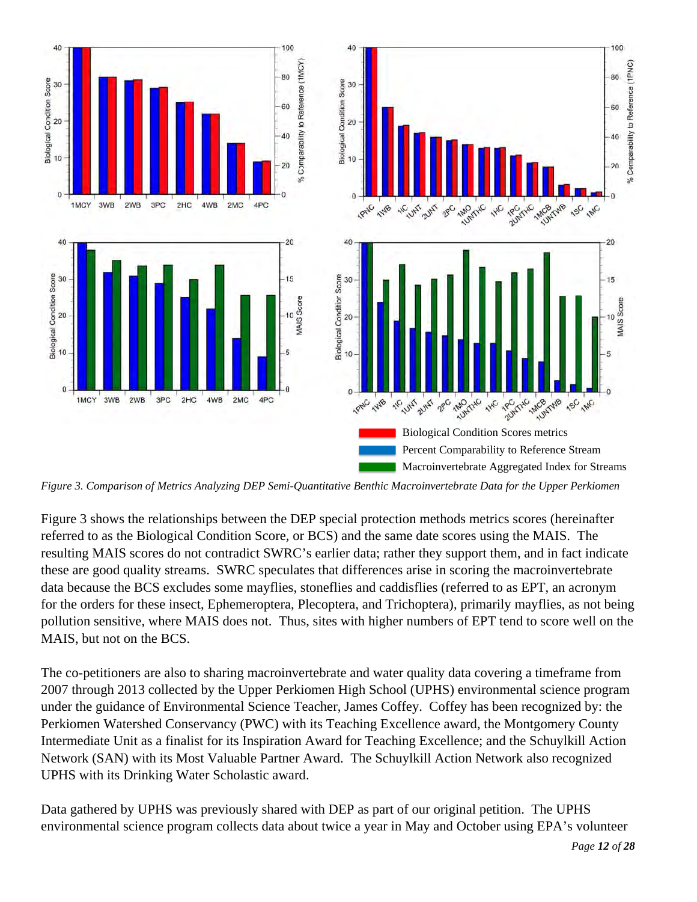Biological Condition Score
% Comparability to Reference (1MCY)
1MCY 3WB 2WB 3PC 2HC 4WB 2MC 4PC

Biological Condition Score
% Comparability to Reference (1PNC)
1PNC 1WB 1IC 1UNT 2UNT 2PC 1MO 1UNTHC 1HC 1PC 2UNTHC 1MCB 1UNTWB 1SC 1MC

Biological Condition Score
MAIS Score
1MCY 3WB 2WB 3PC 2HC 4WB 2MC 4PC

Biological Condition Score
MAIS Score
1PNC 1WB 1IC 1UNT 2UNT 2PC 1MO 1UNTHC 1HC 1PC 2UNTHC 1MCB 1UNTWB 1SC 1MC

Biological Condition Scores metrics
Percent Comparability to Reference Stream
Macroinvertebrate Aggregated Index for Streams

*Figure 3. Comparison of Metrics Analyzing DEP Semi-Quantitative Benthic Macroinvertebrate Data for the Upper Perkiomen*

Figure 3 shows the relationships between the DEP special protection methods metrics scores (hereinafter referred to as the Biological Condition Score, or BCS) and the same date scores using the MAIS. The resulting MAIS scores do not contradict SWRC's earlier data; rather they support them, and in fact indicate these are good quality streams. SWRC speculates that differences arise in scoring the macroinvertebrate data because the BCS excludes some mayflies, stoneflies and caddisflies (referred to as EPT, an acronym for the orders for these insect, Ephemeroptera, Plecoptera, and Trichoptera), primarily mayflies, as not being pollution sensitive, where MAIS does not. Thus, sites with higher numbers of EPT tend to score well on the MAIS, but not on the BCS.

The co-petitioners are also to sharing macroinvertebrate and water quality data covering a timeframe from 2007 through 2013 collected by the Upper Perkiomen High School (UPHS) environmental science program under the guidance of Environmental Science Teacher, James Coffey. Coffey has been recognized by: the Perkiomen Watershed Conservancy (PWC) with its Teaching Excellence award, the Montgomery County Intermediate Unit as a finalist for its Inspiration Award for Teaching Excellence; and the Schuylkill Action Network (SAN) with its Most Valuable Partner Award. The Schuylkill Action Network also recognized UPHS with its Drinking Water Scholastic award.

Data gathered by UPHS was previously shared with DEP as part of our original petition. The UPHS environmental science program collects data about twice a year in May and October using EPA's volunteer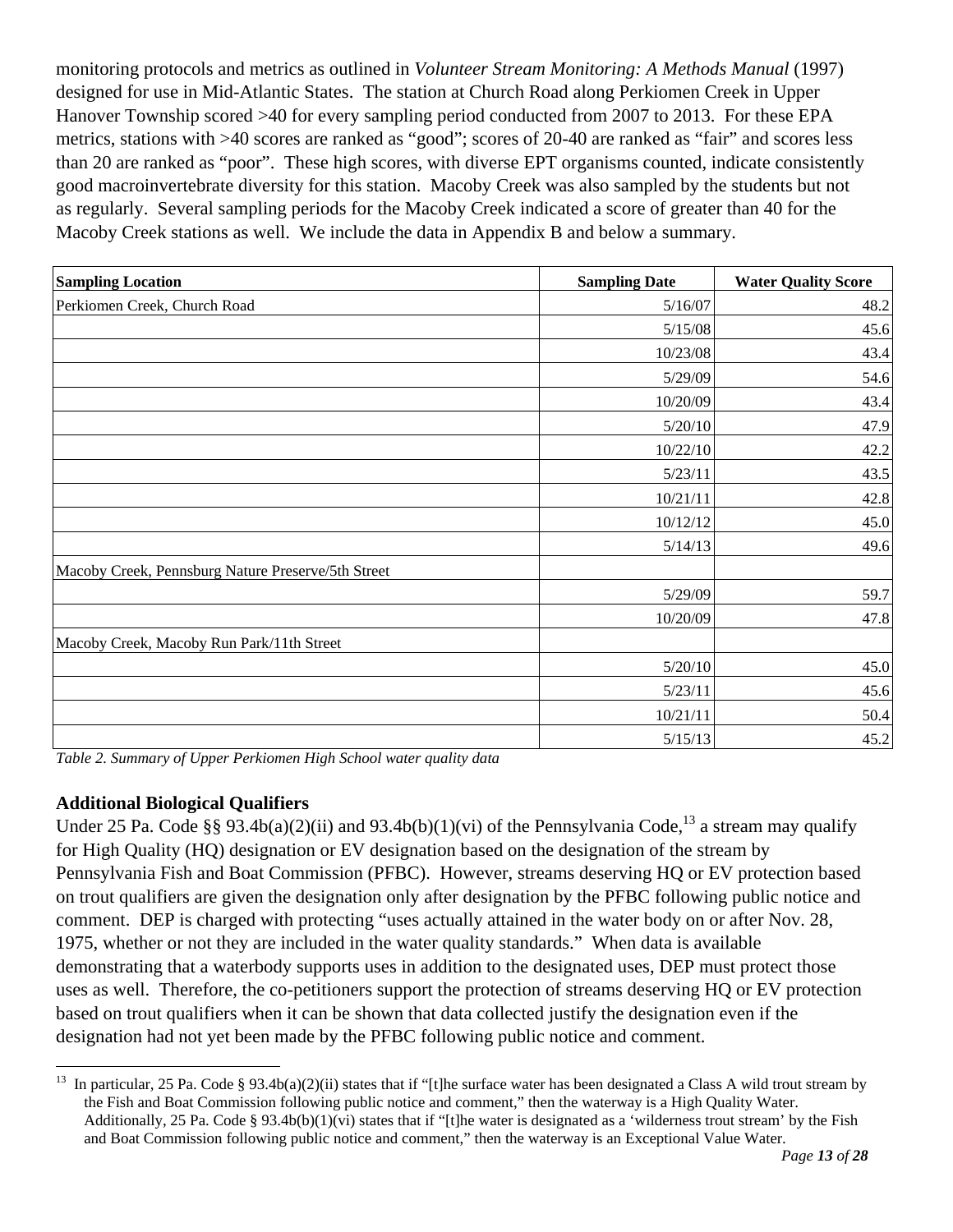monitoring protocols and metrics as outlined in *Volunteer Stream Monitoring: A Methods Manual* (1997) designed for use in Mid-Atlantic States. The station at Church Road along Perkiomen Creek in Upper Hanover Township scored >40 for every sampling period conducted from 2007 to 2013. For these EPA metrics, stations with >40 scores are ranked as "good"; scores of 20-40 are ranked as "fair" and scores less than 20 are ranked as "poor". These high scores, with diverse EPT organisms counted, indicate consistently good macroinvertebrate diversity for this station. Macoby Creek was also sampled by the students but not as regularly. Several sampling periods for the Macoby Creek indicated a score of greater than 40 for the Macoby Creek stations as well. We include the data in Appendix B and below a summary.

| Sampling Location | Sampling Date | Water Quality Score |
|---|---|---|
| Perkiomen Creek, Church Road | 5/16/07 | 48.2 |
| | 5/15/08 | 45.6 |
| | 10/23/08 | 43.4 |
| | 5/29/09 | 54.6 |
| | 10/20/09 | 43.4 |
| | 5/20/10 | 47.9 |
| | 10/22/10 | 42.2 |
| | 5/23/11 | 43.5 |
| | 10/21/11 | 42.8 |
| | 10/12/12 | 45.0 |
| | 5/14/13 | 49.6 |
| Macoby Creek, Pennsburg Nature Preserve/5th Street | | |
| | 5/29/09 | 59.7 |
| | 10/20/09 | 47.8 |
| Macoby Creek, Macoby Run Park/11th Street | | |
| | 5/20/10 | 45.0 |
| | 5/23/11 | 45.6 |
| | 10/21/11 | 50.4 |
| | 5/15/13 | 45.2 |

*Table 2. Summary of Upper Perkiomen High School water quality data*

### Additional Biological Qualifiers

Under 25 Pa. Code §§ 93.4b(a)(2)(ii) and 93.4b(b)(1)(vi) of the Pennsylvania Code,[13] a stream may qualify for High Quality (HQ) designation or EV designation based on the designation of the stream by Pennsylvania Fish and Boat Commission (PFBC). However, streams deserving HQ or EV protection based on trout qualifiers are given the designation only after designation by the PFBC following public notice and comment. DEP is charged with protecting "uses actually attained in the water body on or after Nov. 28, 1975, whether or not they are included in the water quality standards." When data is available demonstrating that a waterbody supports uses in addition to the designated uses, DEP must protect those uses as well. Therefore, the co-petitioners support the protection of streams deserving HQ or EV protection based on trout qualifiers when it can be shown that data collected justify the designation even if the designation had not yet been made by the PFBC following public notice and comment.

[13] In particular, 25 Pa. Code § 93.4b(a)(2)(ii) states that if "[t]he surface water has been designated a Class A wild trout stream by the Fish and Boat Commission following public notice and comment," then the waterway is a High Quality Water. Additionally, 25 Pa. Code § 93.4b(b)(1)(vi) states that if "[t]he water is designated as a 'wilderness trout stream' by the Fish and Boat Commission following public notice and comment," then the waterway is an Exceptional Value Water.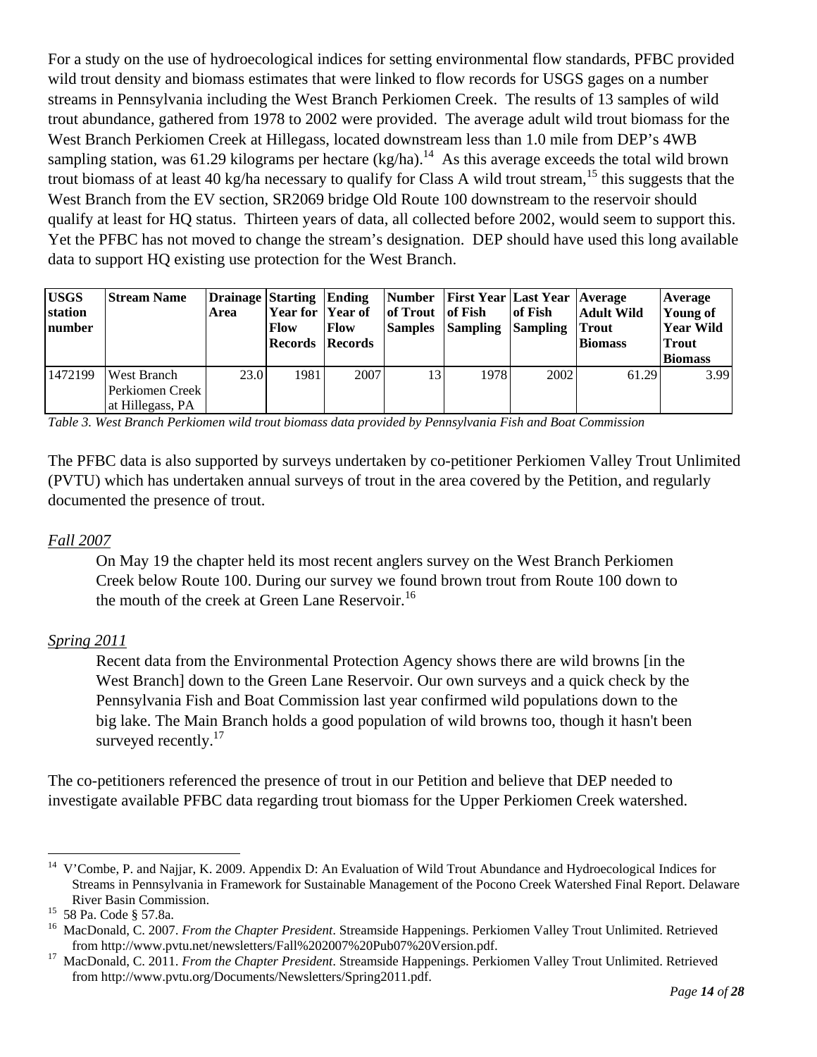For a study on the use of hydroecological indices for setting environmental flow standards, PFBC provided wild trout density and biomass estimates that were linked to flow records for USGS gages on a number streams in Pennsylvania including the West Branch Perkiomen Creek. The results of 13 samples of wild trout abundance, gathered from 1978 to 2002 were provided. The average adult wild trout biomass for the West Branch Perkiomen Creek at Hillegass, located downstream less than 1.0 mile from DEP's 4WB sampling station, was 61.29 kilograms per hectare (kg/ha).[14] As this average exceeds the total wild brown trout biomass of at least 40 kg/ha necessary to qualify for Class A wild trout stream,[15] this suggests that the West Branch from the EV section, SR2069 bridge Old Route 100 downstream to the reservoir should qualify at least for HQ status. Thirteen years of data, all collected before 2002, would seem to support this. Yet the PFBC has not moved to change the stream's designation. DEP should have used this long available data to support HQ existing use protection for the West Branch.

| USGS station number | Stream Name | Drainage Area | Starting Year for Flow Records | Ending Year of Flow Records | Number of Trout Samples | First Year of Fish Sampling | Last Year of Fish Sampling | Average Adult Wild Trout Biomass | Average Young of Year Wild Trout Biomass |
|---|---|---|---|---|---|---|---|---|---|
| 1472199 | West Branch Perkiomen Creek at Hillegass, PA | 23.0 | 1981 | 2007 | 13 | 1978 | 2002 | 61.29 | 3.99 |

*Table 3. West Branch Perkiomen wild trout biomass data provided by Pennsylvania Fish and Boat Commission*

The PFBC data is also supported by surveys undertaken by co-petitioner Perkiomen Valley Trout Unlimited (PVTU) which has undertaken annual surveys of trout in the area covered by the Petition, and regularly documented the presence of trout.

*Fall 2007*

> On May 19 the chapter held its most recent anglers survey on the West Branch Perkiomen Creek below Route 100. During our survey we found brown trout from Route 100 down to the mouth of the creek at Green Lane Reservoir.[16]

*Spring 2011*

> Recent data from the Environmental Protection Agency shows there are wild browns [in the West Branch] down to the Green Lane Reservoir. Our own surveys and a quick check by the Pennsylvania Fish and Boat Commission last year confirmed wild populations down to the big lake. The Main Branch holds a good population of wild browns too, though it hasn't been surveyed recently.[17]

The co-petitioners referenced the presence of trout in our Petition and believe that DEP needed to investigate available PFBC data regarding trout biomass for the Upper Perkiomen Creek watershed.

---

[14] V'Combe, P. and Najjar, K. 2009. Appendix D: An Evaluation of Wild Trout Abundance and Hydroecological Indices for Streams in Pennsylvania in Framework for Sustainable Management of the Pocono Creek Watershed Final Report. Delaware River Basin Commission.

[15] 58 Pa. Code § 57.8a.

[16] MacDonald, C. 2007. *From the Chapter President*. Streamside Happenings. Perkiomen Valley Trout Unlimited. Retrieved from http://www.pvtu.net/newsletters/Fall%202007%20Pub07%20Version.pdf.

[17] MacDonald, C. 2011. *From the Chapter President*. Streamside Happenings. Perkiomen Valley Trout Unlimited. Retrieved from http://www.pvtu.org/Documents/Newsletters/Spring2011.pdf.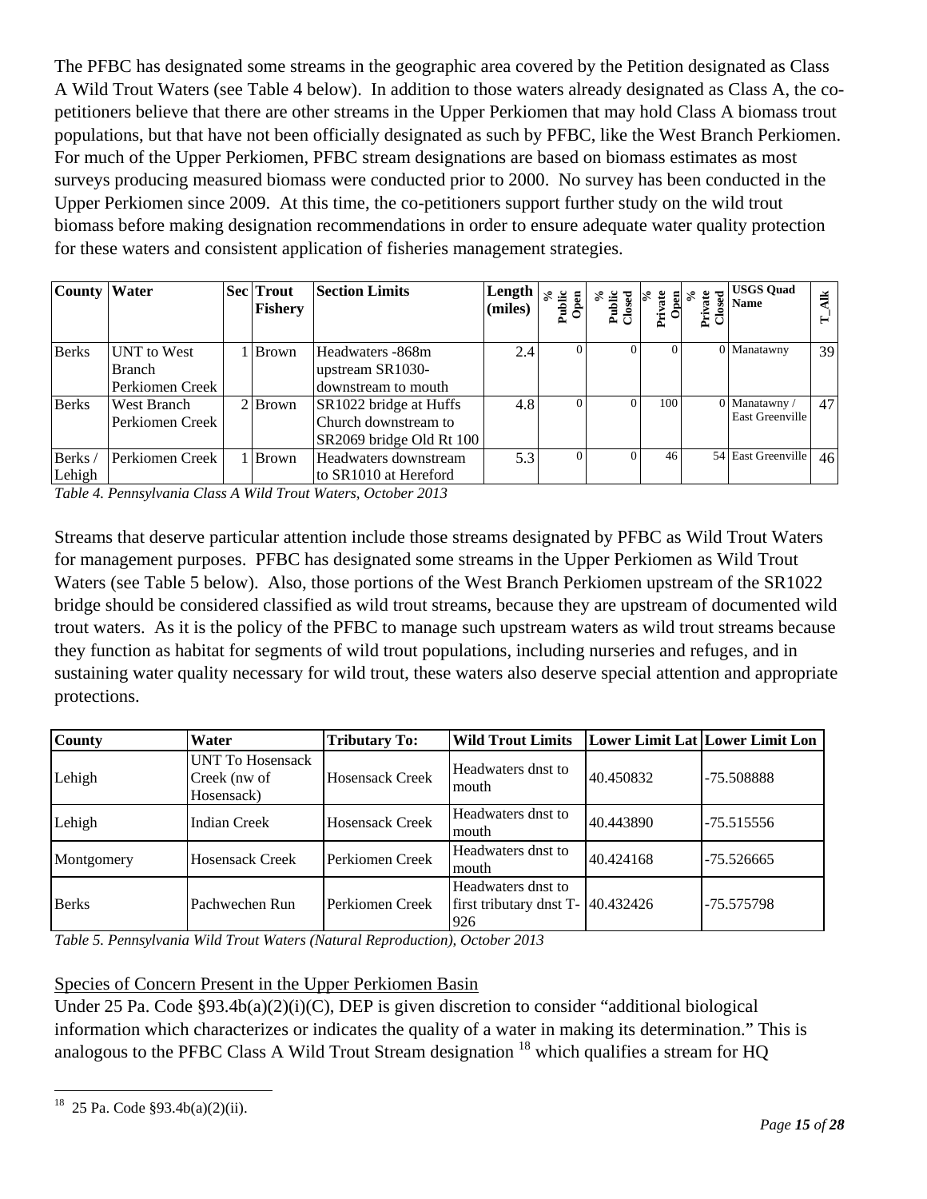The PFBC has designated some streams in the geographic area covered by the Petition designated as Class A Wild Trout Waters (see Table 4 below). In addition to those waters already designated as Class A, the co-petitioners believe that there are other streams in the Upper Perkiomen that may hold Class A biomass trout populations, but that have not been officially designated as such by PFBC, like the West Branch Perkiomen. For much of the Upper Perkiomen, PFBC stream designations are based on biomass estimates as most surveys producing measured biomass were conducted prior to 2000. No survey has been conducted in the Upper Perkiomen since 2009. At this time, the co-petitioners support further study on the wild trout biomass before making designation recommendations in order to ensure adequate water quality protection for these waters and consistent application of fisheries management strategies.

| County | Water | Sec | Trout Fishery | Section Limits | Length (miles) | % Public Open | % Public Closed | % Private Open | % Private Closed | USGS Quad Name | T_Alk |
|---|---|---|---|---|---|---|---|---|---|---|---|
| Berks | UNT to West Branch Perkiomen Creek | 1 | Brown | Headwaters -868m upstream SR1030- downstream to mouth | 2.4 | 0 | 0 | 0 | 0 | Manatawny | 39 |
| Berks | West Branch Perkiomen Creek | 2 | Brown | SR1022 bridge at Huffs Church downstream to SR2069 bridge Old Rt 100 | 4.8 | 0 | 0 | 100 | 0 | Manatawny / East Greenville | 47 |
| Berks / Lehigh | Perkiomen Creek | 1 | Brown | Headwaters downstream to SR1010 at Hereford | 5.3 | 0 | 0 | 46 | 54 | East Greenville | 46 |

*Table 4. Pennsylvania Class A Wild Trout Waters, October 2013*

Streams that deserve particular attention include those streams designated by PFBC as Wild Trout Waters for management purposes. PFBC has designated some streams in the Upper Perkiomen as Wild Trout Waters (see Table 5 below). Also, those portions of the West Branch Perkiomen upstream of the SR1022 bridge should be considered classified as wild trout streams, because they are upstream of documented wild trout waters. As it is the policy of the PFBC to manage such upstream waters as wild trout streams because they function as habitat for segments of wild trout populations, including nurseries and refuges, and in sustaining water quality necessary for wild trout, these waters also deserve special attention and appropriate protections.

| County | Water | Tributary To: | Wild Trout Limits | Lower Limit Lat | Lower Limit Lon |
|---|---|---|---|---|---|
| Lehigh | UNT To Hosensack Creek (nw of Hosensack) | Hosensack Creek | Headwaters dnst to mouth | 40.450832 | -75.508888 |
| Lehigh | Indian Creek | Hosensack Creek | Headwaters dnst to mouth | 40.443890 | -75.515556 |
| Montgomery | Hosensack Creek | Perkiomen Creek | Headwaters dnst to mouth | 40.424168 | -75.526665 |
| Berks | Pachwechen Run | Perkiomen Creek | Headwaters dnst to first tributary dnst T-926 | 40.432426 | -75.575798 |

*Table 5. Pennsylvania Wild Trout Waters (Natural Reproduction), October 2013*

<u>Species of Concern Present in the Upper Perkiomen Basin</u>

Under 25 Pa. Code §93.4b(a)(2)(i)(C), DEP is given discretion to consider "additional biological information which characterizes or indicates the quality of a water in making its determination." This is analogous to the PFBC Class A Wild Trout Stream designation [18] which qualifies a stream for HQ

[18] 25 Pa. Code §93.4b(a)(2)(ii).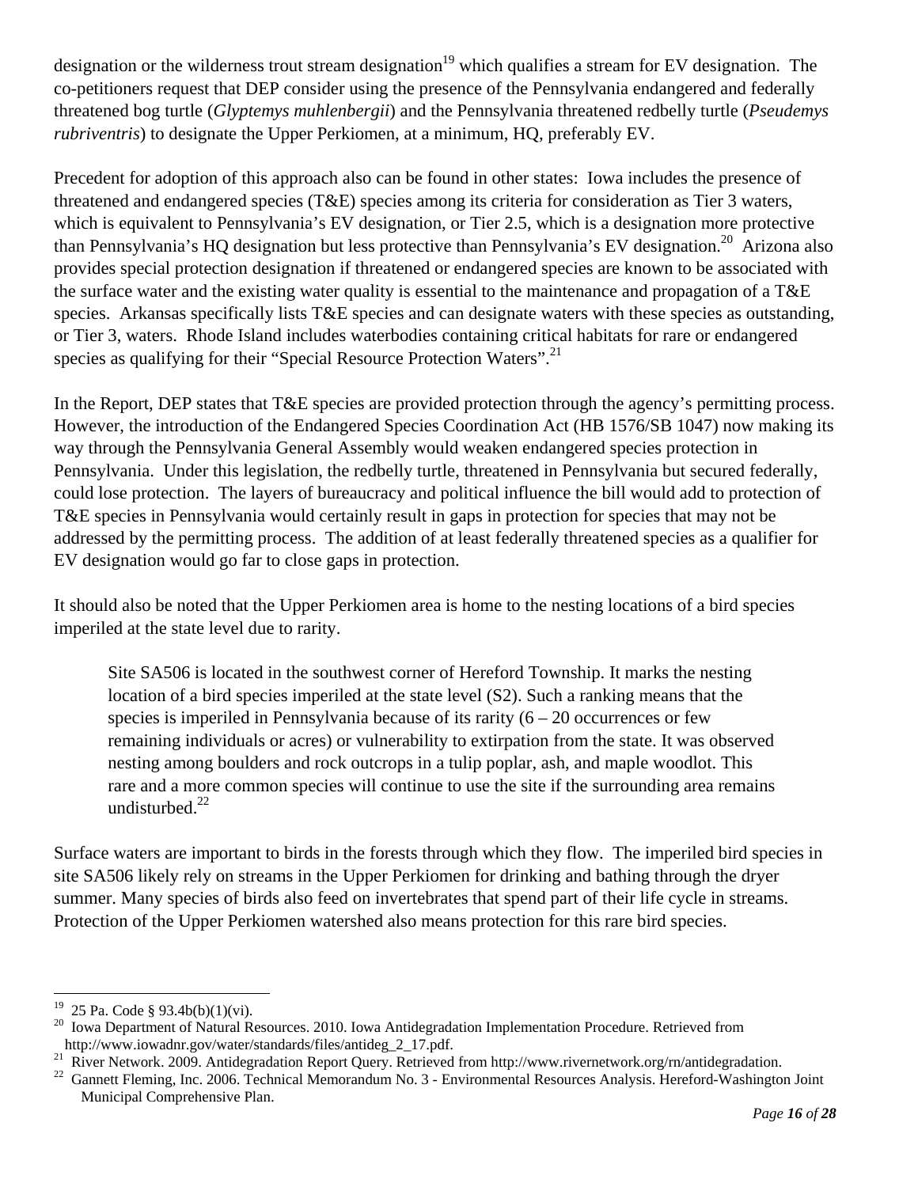designation or the wilderness trout stream designation[19] which qualifies a stream for EV designation. The co-petitioners request that DEP consider using the presence of the Pennsylvania endangered and federally threatened bog turtle (*Glyptemys muhlenbergii*) and the Pennsylvania threatened redbelly turtle (*Pseudemys rubriventris*) to designate the Upper Perkiomen, at a minimum, HQ, preferably EV.

Precedent for adoption of this approach also can be found in other states: Iowa includes the presence of threatened and endangered species (T&E) species among its criteria for consideration as Tier 3 waters, which is equivalent to Pennsylvania's EV designation, or Tier 2.5, which is a designation more protective than Pennsylvania's HQ designation but less protective than Pennsylvania's EV designation.[20] Arizona also provides special protection designation if threatened or endangered species are known to be associated with the surface water and the existing water quality is essential to the maintenance and propagation of a T&E species. Arkansas specifically lists T&E species and can designate waters with these species as outstanding, or Tier 3, waters. Rhode Island includes waterbodies containing critical habitats for rare or endangered species as qualifying for their "Special Resource Protection Waters".[21]

In the Report, DEP states that T&E species are provided protection through the agency's permitting process. However, the introduction of the Endangered Species Coordination Act (HB 1576/SB 1047) now making its way through the Pennsylvania General Assembly would weaken endangered species protection in Pennsylvania. Under this legislation, the redbelly turtle, threatened in Pennsylvania but secured federally, could lose protection. The layers of bureaucracy and political influence the bill would add to protection of T&E species in Pennsylvania would certainly result in gaps in protection for species that may not be addressed by the permitting process. The addition of at least federally threatened species as a qualifier for EV designation would go far to close gaps in protection.

It should also be noted that the Upper Perkiomen area is home to the nesting locations of a bird species imperiled at the state level due to rarity.

> Site SA506 is located in the southwest corner of Hereford Township. It marks the nesting location of a bird species imperiled at the state level (S2). Such a ranking means that the species is imperiled in Pennsylvania because of its rarity (6 – 20 occurrences or few remaining individuals or acres) or vulnerability to extirpation from the state. It was observed nesting among boulders and rock outcrops in a tulip poplar, ash, and maple woodlot. This rare and a more common species will continue to use the site if the surrounding area remains undisturbed.[22]

Surface waters are important to birds in the forests through which they flow. The imperiled bird species in site SA506 likely rely on streams in the Upper Perkiomen for drinking and bathing through the dryer summer. Many species of birds also feed on invertebrates that spend part of their life cycle in streams. Protection of the Upper Perkiomen watershed also means protection for this rare bird species.

---

[19] 25 Pa. Code § 93.4b(b)(1)(vi).

[20] Iowa Department of Natural Resources. 2010. Iowa Antidegradation Implementation Procedure. Retrieved from http://www.iowadnr.gov/water/standards/files/antideg_2_17.pdf.

[21] River Network. 2009. Antidegradation Report Query. Retrieved from http://www.rivernetwork.org/rn/antidegradation.

[22] Gannett Fleming, Inc. 2006. Technical Memorandum No. 3 - Environmental Resources Analysis. Hereford-Washington Joint Municipal Comprehensive Plan.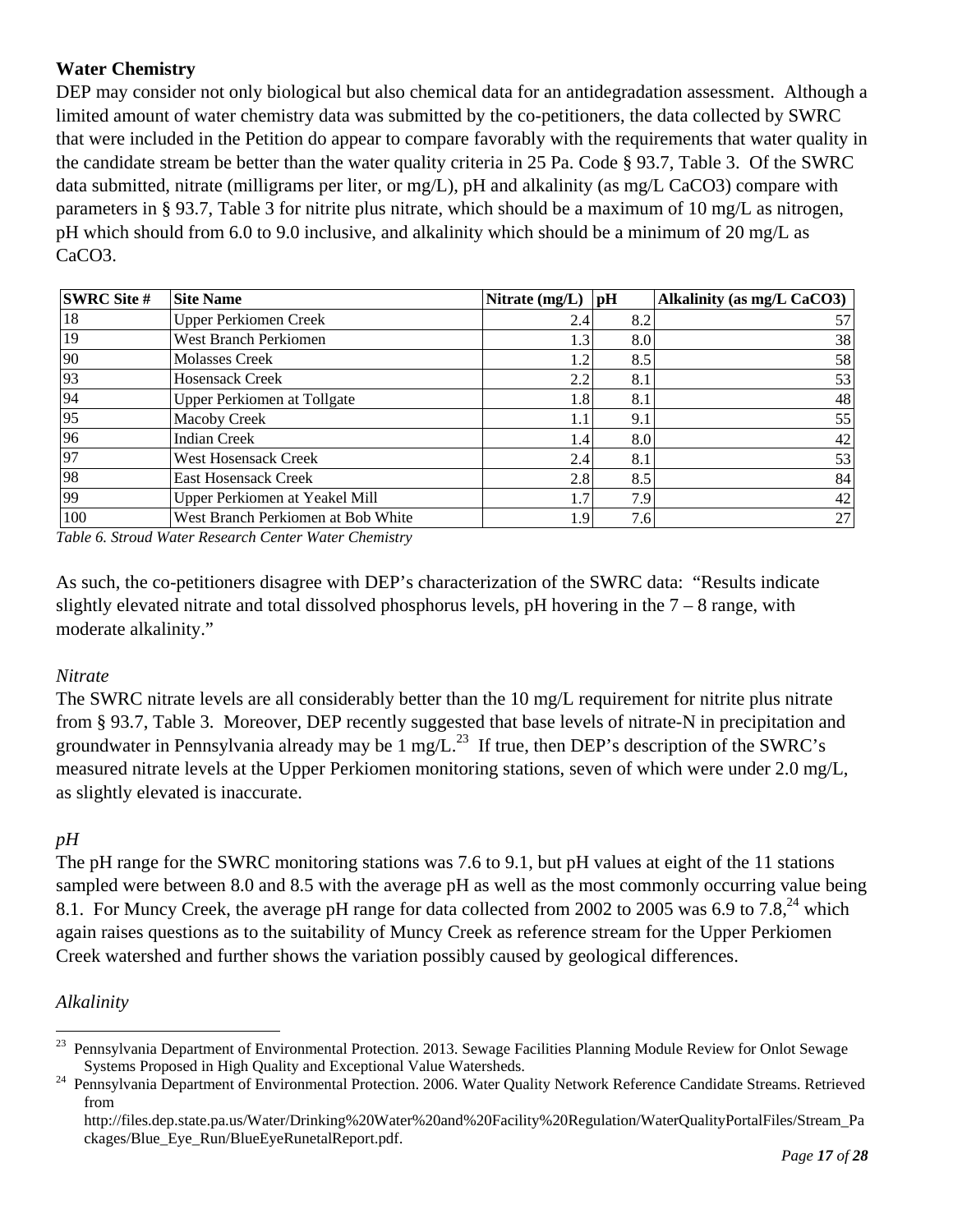**Water Chemistry**

DEP may consider not only biological but also chemical data for an antidegradation assessment. Although a limited amount of water chemistry data was submitted by the co-petitioners, the data collected by SWRC that were included in the Petition do appear to compare favorably with the requirements that water quality in the candidate stream be better than the water quality criteria in 25 Pa. Code § 93.7, Table 3. Of the SWRC data submitted, nitrate (milligrams per liter, or mg/L), pH and alkalinity (as mg/L $CaCO_3$) compare with parameters in § 93.7, Table 3 for nitrite plus nitrate, which should be a maximum of 10 mg/L as nitrogen, pH which should from 6.0 to 9.0 inclusive, and alkalinity which should be a minimum of 20 mg/L as $CaCO_3$.

| SWRC Site # | Site Name | Nitrate (mg/L) | pH | Alkalinity (as mg/L CaCO3) |
|---|---|---|---|---|
| 18 | Upper Perkiomen Creek | 2.4 | 8.2 | 57 |
| 19 | West Branch Perkiomen | 1.3 | 8.0 | 38 |
| 90 | Molasses Creek | 1.2 | 8.5 | 58 |
| 93 | Hosensack Creek | 2.2 | 8.1 | 53 |
| 94 | Upper Perkiomen at Tollgate | 1.8 | 8.1 | 48 |
| 95 | Macoby Creek | 1.1 | 9.1 | 55 |
| 96 | Indian Creek | 1.4 | 8.0 | 42 |
| 97 | West Hosensack Creek | 2.4 | 8.1 | 53 |
| 98 | East Hosensack Creek | 2.8 | 8.5 | 84 |
| 99 | Upper Perkiomen at Yeakel Mill | 1.7 | 7.9 | 42 |
| 100 | West Branch Perkiomen at Bob White | 1.9 | 7.6 | 27 |

*Table 6. Stroud Water Research Center Water Chemistry*

As such, the co-petitioners disagree with DEP's characterization of the SWRC data: "Results indicate slightly elevated nitrate and total dissolved phosphorus levels, pH hovering in the 7 – 8 range, with moderate alkalinity."

*Nitrate*

The SWRC nitrate levels are all considerably better than the 10 mg/L requirement for nitrite plus nitrate from § 93.7, Table 3. Moreover, DEP recently suggested that base levels of nitrate-N in precipitation and groundwater in Pennsylvania already may be 1 mg/L.[23] If true, then DEP's description of the SWRC's measured nitrate levels at the Upper Perkiomen monitoring stations, seven of which were under 2.0 mg/L, as slightly elevated is inaccurate.

*pH*

The pH range for the SWRC monitoring stations was 7.6 to 9.1, but pH values at eight of the 11 stations sampled were between 8.0 and 8.5 with the average pH as well as the most commonly occurring value being 8.1. For Muncy Creek, the average pH range for data collected from 2002 to 2005 was 6.9 to 7.8,[24] which again raises questions as to the suitability of Muncy Creek as reference stream for the Upper Perkiomen Creek watershed and further shows the variation possibly caused by geological differences.

*Alkalinity*

---

[23] Pennsylvania Department of Environmental Protection. 2013. Sewage Facilities Planning Module Review for Onlot Sewage Systems Proposed in High Quality and Exceptional Value Watersheds.

[24] Pennsylvania Department of Environmental Protection. 2006. Water Quality Network Reference Candidate Streams. Retrieved from http://files.dep.state.pa.us/Water/Drinking%20Water%20and%20Facility%20Regulation/WaterQualityPortalFiles/Stream_Packages/Blue_Eye_Run/BlueEyeRunetalReport.pdf.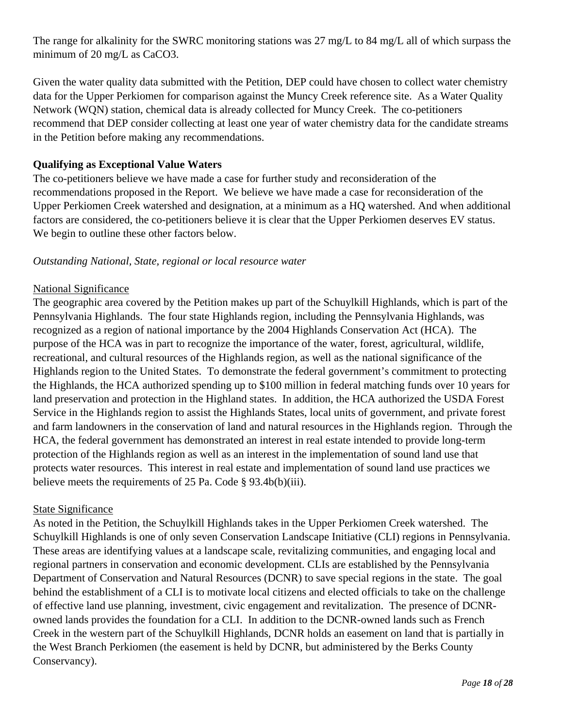The range for alkalinity for the SWRC monitoring stations was 27 mg/L to 84 mg/L all of which surpass the minimum of 20 mg/L as $CaCO_3$.

Given the water quality data submitted with the Petition, DEP could have chosen to collect water chemistry data for the Upper Perkiomen for comparison against the Muncy Creek reference site. As a Water Quality Network (WQN) station, chemical data is already collected for Muncy Creek. The co-petitioners recommend that DEP consider collecting at least one year of water chemistry data for the candidate streams in the Petition before making any recommendations.

**Qualifying as Exceptional Value Waters**

The co-petitioners believe we have made a case for further study and reconsideration of the recommendations proposed in the Report. We believe we have made a case for reconsideration of the Upper Perkiomen Creek watershed and designation, at a minimum as a HQ watershed. And when additional factors are considered, the co-petitioners believe it is clear that the Upper Perkiomen deserves EV status. We begin to outline these other factors below.

*Outstanding National, State, regional or local resource water*

National Significance

The geographic area covered by the Petition makes up part of the Schuylkill Highlands, which is part of the Pennsylvania Highlands. The four state Highlands region, including the Pennsylvania Highlands, was recognized as a region of national importance by the 2004 Highlands Conservation Act (HCA). The purpose of the HCA was in part to recognize the importance of the water, forest, agricultural, wildlife, recreational, and cultural resources of the Highlands region, as well as the national significance of the Highlands region to the United States. To demonstrate the federal government's commitment to protecting the Highlands, the HCA authorized spending up to $100 million in federal matching funds over 10 years for land preservation and protection in the Highland states. In addition, the HCA authorized the USDA Forest Service in the Highlands region to assist the Highlands States, local units of government, and private forest and farm landowners in the conservation of land and natural resources in the Highlands region. Through the HCA, the federal government has demonstrated an interest in real estate intended to provide long-term protection of the Highlands region as well as an interest in the implementation of sound land use that protects water resources. This interest in real estate and implementation of sound land use practices we believe meets the requirements of 25 Pa. Code § 93.4b(b)(iii).

State Significance

As noted in the Petition, the Schuylkill Highlands takes in the Upper Perkiomen Creek watershed. The Schuylkill Highlands is one of only seven Conservation Landscape Initiative (CLI) regions in Pennsylvania. These areas are identifying values at a landscape scale, revitalizing communities, and engaging local and regional partners in conservation and economic development. CLIs are established by the Pennsylvania Department of Conservation and Natural Resources (DCNR) to save special regions in the state. The goal behind the establishment of a CLI is to motivate local citizens and elected officials to take on the challenge of effective land use planning, investment, civic engagement and revitalization. The presence of DCNR-owned lands provides the foundation for a CLI. In addition to the DCNR-owned lands such as French Creek in the western part of the Schuylkill Highlands, DCNR holds an easement on land that is partially in the West Branch Perkiomen (the easement is held by DCNR, but administered by the Berks County Conservancy).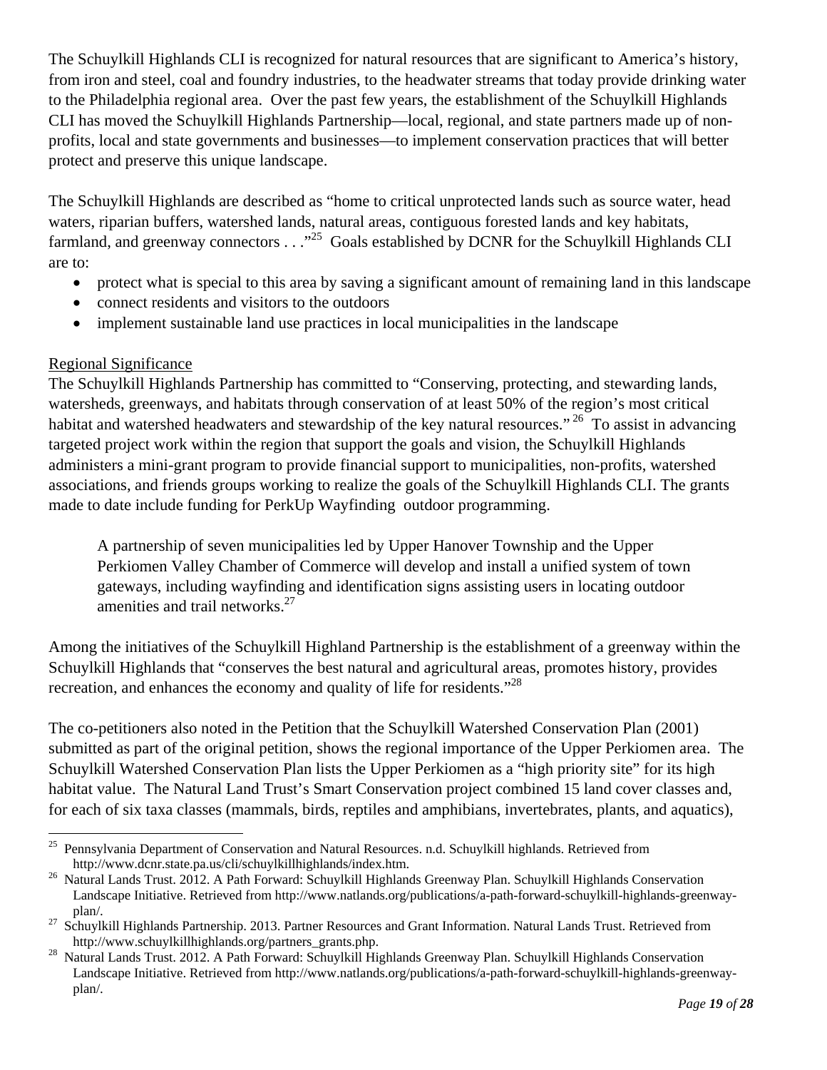The Schuylkill Highlands CLI is recognized for natural resources that are significant to America's history, from iron and steel, coal and foundry industries, to the headwater streams that today provide drinking water to the Philadelphia regional area. Over the past few years, the establishment of the Schuylkill Highlands CLI has moved the Schuylkill Highlands Partnership—local, regional, and state partners made up of non-profits, local and state governments and businesses—to implement conservation practices that will better protect and preserve this unique landscape.

The Schuylkill Highlands are described as "home to critical unprotected lands such as source water, head waters, riparian buffers, watershed lands, natural areas, contiguous forested lands and key habitats, farmland, and greenway connectors . . ."[25] Goals established by DCNR for the Schuylkill Highlands CLI are to:

- protect what is special to this area by saving a significant amount of remaining land in this landscape
- connect residents and visitors to the outdoors
- implement sustainable land use practices in local municipalities in the landscape

Regional Significance

The Schuylkill Highlands Partnership has committed to "Conserving, protecting, and stewarding lands, watersheds, greenways, and habitats through conservation of at least 50% of the region's most critical habitat and watershed headwaters and stewardship of the key natural resources." [26] To assist in advancing targeted project work within the region that support the goals and vision, the Schuylkill Highlands administers a mini-grant program to provide financial support to municipalities, non-profits, watershed associations, and friends groups working to realize the goals of the Schuylkill Highlands CLI. The grants made to date include funding for PerkUp Wayfinding outdoor programming.

> A partnership of seven municipalities led by Upper Hanover Township and the Upper Perkiomen Valley Chamber of Commerce will develop and install a unified system of town gateways, including wayfinding and identification signs assisting users in locating outdoor amenities and trail networks.[27]

Among the initiatives of the Schuylkill Highland Partnership is the establishment of a greenway within the Schuylkill Highlands that "conserves the best natural and agricultural areas, promotes history, provides recreation, and enhances the economy and quality of life for residents."[28]

The co-petitioners also noted in the Petition that the Schuylkill Watershed Conservation Plan (2001) submitted as part of the original petition, shows the regional importance of the Upper Perkiomen area. The Schuylkill Watershed Conservation Plan lists the Upper Perkiomen as a "high priority site" for its high habitat value. The Natural Land Trust's Smart Conservation project combined 15 land cover classes and, for each of six taxa classes (mammals, birds, reptiles and amphibians, invertebrates, plants, and aquatics),

---

[25] Pennsylvania Department of Conservation and Natural Resources. n.d. Schuylkill highlands. Retrieved from http://www.dcnr.state.pa.us/cli/schuylkillhighlands/index.htm.

[26] Natural Lands Trust. 2012. A Path Forward: Schuylkill Highlands Greenway Plan. Schuylkill Highlands Conservation Landscape Initiative. Retrieved from http://www.natlands.org/publications/a-path-forward-schuylkill-highlands-greenway-plan/.

[27] Schuylkill Highlands Partnership. 2013. Partner Resources and Grant Information. Natural Lands Trust. Retrieved from http://www.schuylkillhighlands.org/partners_grants.php.

[28] Natural Lands Trust. 2012. A Path Forward: Schuylkill Highlands Greenway Plan. Schuylkill Highlands Conservation Landscape Initiative. Retrieved from http://www.natlands.org/publications/a-path-forward-schuylkill-highlands-greenway-plan/.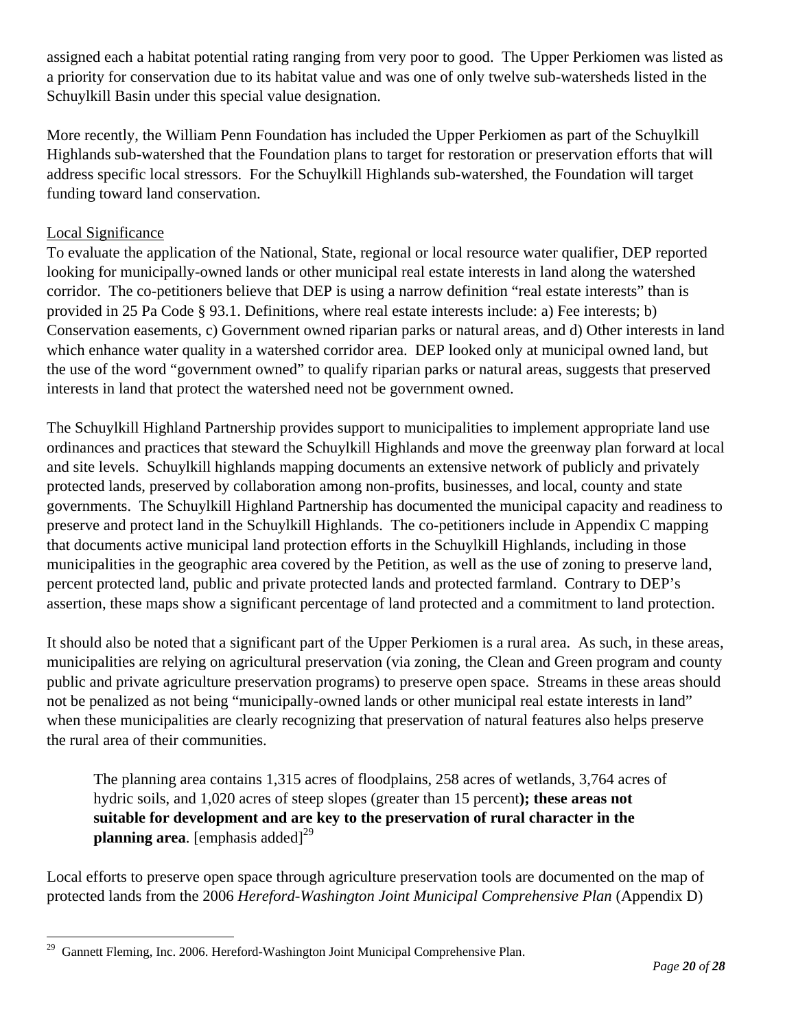assigned each a habitat potential rating ranging from very poor to good. The Upper Perkiomen was listed as a priority for conservation due to its habitat value and was one of only twelve sub-watersheds listed in the Schuylkill Basin under this special value designation.

More recently, the William Penn Foundation has included the Upper Perkiomen as part of the Schuylkill Highlands sub-watershed that the Foundation plans to target for restoration or preservation efforts that will address specific local stressors. For the Schuylkill Highlands sub-watershed, the Foundation will target funding toward land conservation.

<u>Local Significance</u>

To evaluate the application of the National, State, regional or local resource water qualifier, DEP reported looking for municipally-owned lands or other municipal real estate interests in land along the watershed corridor. The co-petitioners believe that DEP is using a narrow definition "real estate interests" than is provided in 25 Pa Code § 93.1. Definitions, where real estate interests include: a) Fee interests; b) Conservation easements, c) Government owned riparian parks or natural areas, and d) Other interests in land which enhance water quality in a watershed corridor area. DEP looked only at municipal owned land, but the use of the word "government owned" to qualify riparian parks or natural areas, suggests that preserved interests in land that protect the watershed need not be government owned.

The Schuylkill Highland Partnership provides support to municipalities to implement appropriate land use ordinances and practices that steward the Schuylkill Highlands and move the greenway plan forward at local and site levels. Schuylkill highlands mapping documents an extensive network of publicly and privately protected lands, preserved by collaboration among non-profits, businesses, and local, county and state governments. The Schuylkill Highland Partnership has documented the municipal capacity and readiness to preserve and protect land in the Schuylkill Highlands. The co-petitioners include in Appendix C mapping that documents active municipal land protection efforts in the Schuylkill Highlands, including in those municipalities in the geographic area covered by the Petition, as well as the use of zoning to preserve land, percent protected land, public and private protected lands and protected farmland. Contrary to DEP's assertion, these maps show a significant percentage of land protected and a commitment to land protection.

It should also be noted that a significant part of the Upper Perkiomen is a rural area. As such, in these areas, municipalities are relying on agricultural preservation (via zoning, the Clean and Green program and county public and private agriculture preservation programs) to preserve open space. Streams in these areas should not be penalized as not being "municipally-owned lands or other municipal real estate interests in land" when these municipalities are clearly recognizing that preservation of natural features also helps preserve the rural area of their communities.

> The planning area contains 1,315 acres of floodplains, 258 acres of wetlands, 3,764 acres of hydric soils, and 1,020 acres of steep slopes (greater than 15 percent**); these areas not suitable for development and are key to the preservation of rural character in the planning area**. [emphasis added][29]

Local efforts to preserve open space through agriculture preservation tools are documented on the map of protected lands from the 2006 *Hereford-Washington Joint Municipal Comprehensive Plan* (Appendix D)

---

[29] Gannett Fleming, Inc. 2006. Hereford-Washington Joint Municipal Comprehensive Plan.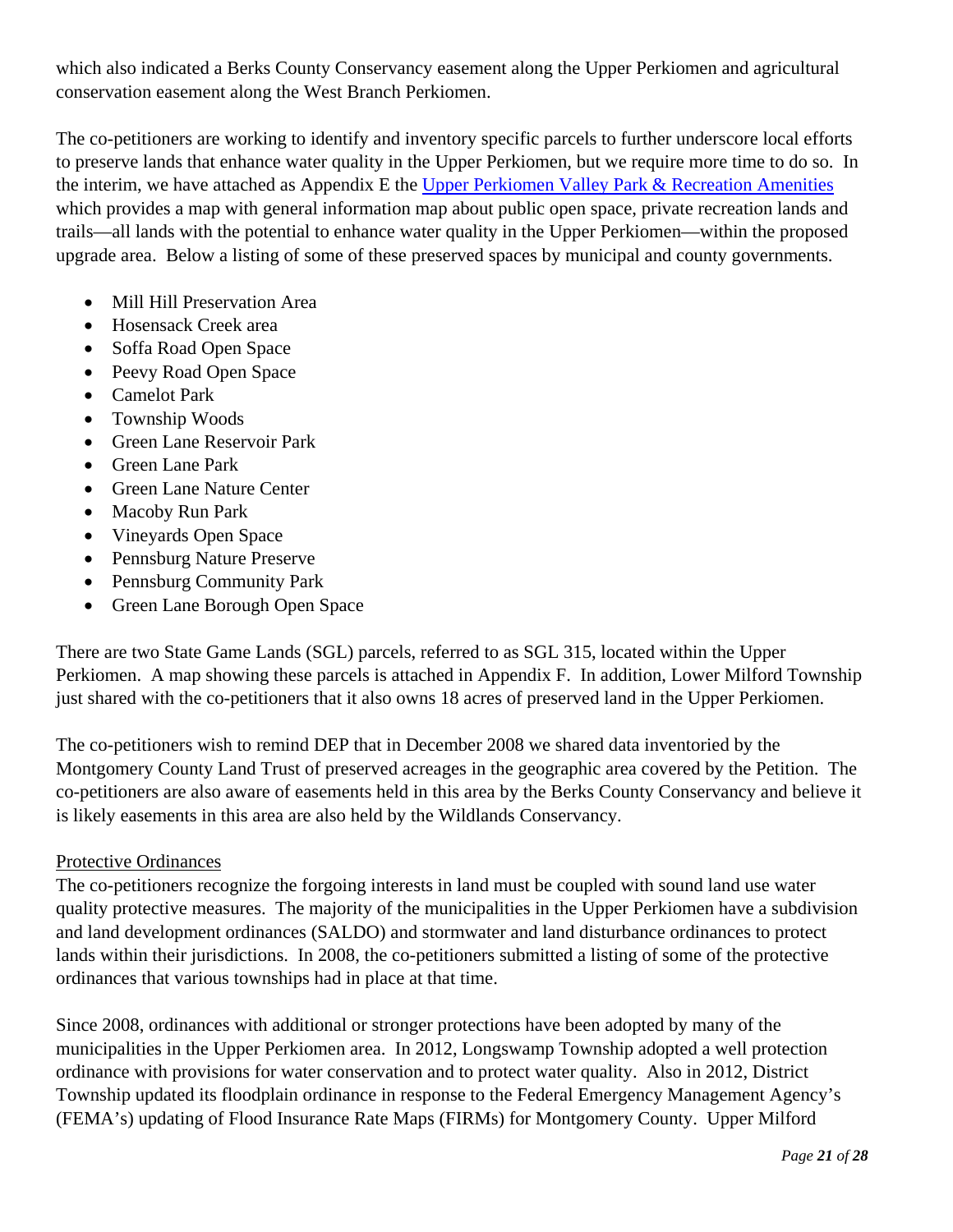which also indicated a Berks County Conservancy easement along the Upper Perkiomen and agricultural conservation easement along the West Branch Perkiomen.

The co-petitioners are working to identify and inventory specific parcels to further underscore local efforts to preserve lands that enhance water quality in the Upper Perkiomen, but we require more time to do so. In the interim, we have attached as Appendix E the Upper Perkiomen Valley Park & Recreation Amenities which provides a map with general information map about public open space, private recreation lands and trails—all lands with the potential to enhance water quality in the Upper Perkiomen—within the proposed upgrade area. Below a listing of some of these preserved spaces by municipal and county governments.

- Mill Hill Preservation Area
- Hosensack Creek area
- Soffa Road Open Space
- Peevy Road Open Space
- Camelot Park
- Township Woods
- Green Lane Reservoir Park
- Green Lane Park
- Green Lane Nature Center
- Macoby Run Park
- Vineyards Open Space
- Pennsburg Nature Preserve
- Pennsburg Community Park
- Green Lane Borough Open Space

There are two State Game Lands (SGL) parcels, referred to as SGL 315, located within the Upper Perkiomen. A map showing these parcels is attached in Appendix F. In addition, Lower Milford Township just shared with the co-petitioners that it also owns 18 acres of preserved land in the Upper Perkiomen.

The co-petitioners wish to remind DEP that in December 2008 we shared data inventoried by the Montgomery County Land Trust of preserved acreages in the geographic area covered by the Petition. The co-petitioners are also aware of easements held in this area by the Berks County Conservancy and believe it is likely easements in this area are also held by the Wildlands Conservancy.

Protective Ordinances

The co-petitioners recognize the forgoing interests in land must be coupled with sound land use water quality protective measures. The majority of the municipalities in the Upper Perkiomen have a subdivision and land development ordinances (SALDO) and stormwater and land disturbance ordinances to protect lands within their jurisdictions. In 2008, the co-petitioners submitted a listing of some of the protective ordinances that various townships had in place at that time.

Since 2008, ordinances with additional or stronger protections have been adopted by many of the municipalities in the Upper Perkiomen area. In 2012, Longswamp Township adopted a well protection ordinance with provisions for water conservation and to protect water quality. Also in 2012, District Township updated its floodplain ordinance in response to the Federal Emergency Management Agency's (FEMA's) updating of Flood Insurance Rate Maps (FIRMs) for Montgomery County. Upper Milford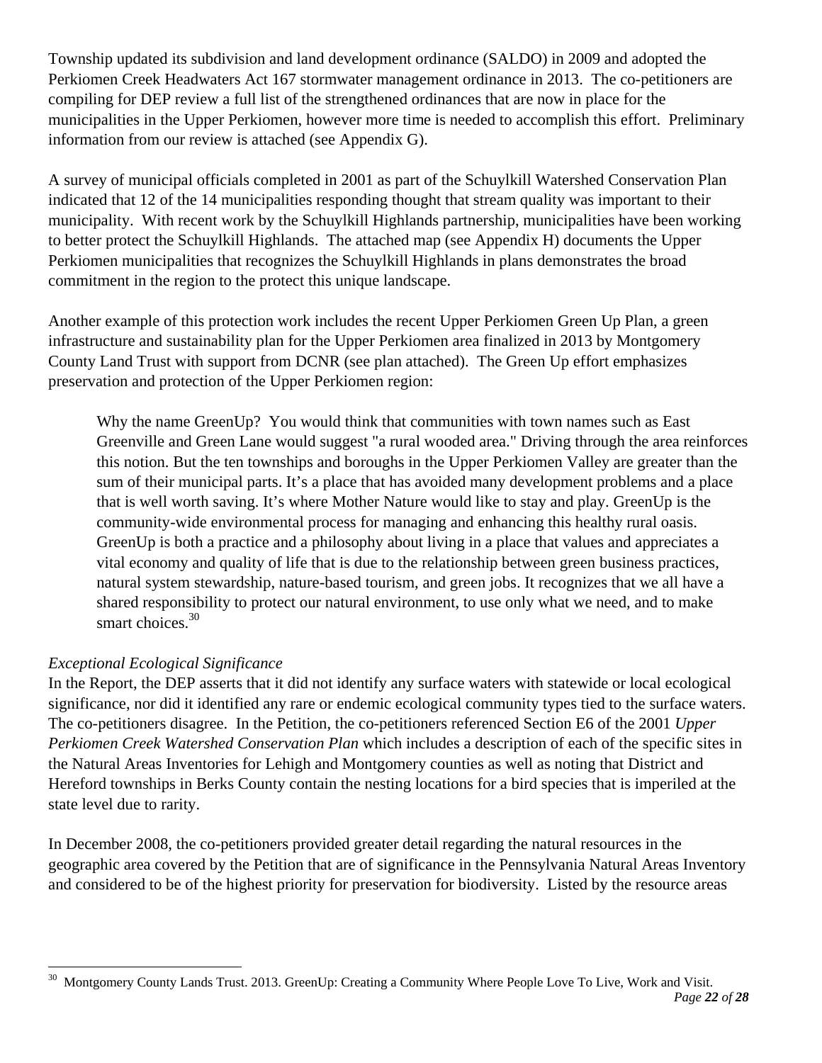Township updated its subdivision and land development ordinance (SALDO) in 2009 and adopted the Perkiomen Creek Headwaters Act 167 stormwater management ordinance in 2013. The co-petitioners are compiling for DEP review a full list of the strengthened ordinances that are now in place for the municipalities in the Upper Perkiomen, however more time is needed to accomplish this effort. Preliminary information from our review is attached (see Appendix G).

A survey of municipal officials completed in 2001 as part of the Schuylkill Watershed Conservation Plan indicated that 12 of the 14 municipalities responding thought that stream quality was important to their municipality. With recent work by the Schuylkill Highlands partnership, municipalities have been working to better protect the Schuylkill Highlands. The attached map (see Appendix H) documents the Upper Perkiomen municipalities that recognizes the Schuylkill Highlands in plans demonstrates the broad commitment in the region to the protect this unique landscape.

Another example of this protection work includes the recent Upper Perkiomen Green Up Plan, a green infrastructure and sustainability plan for the Upper Perkiomen area finalized in 2013 by Montgomery County Land Trust with support from DCNR (see plan attached). The Green Up effort emphasizes preservation and protection of the Upper Perkiomen region:

> Why the name GreenUp? You would think that communities with town names such as East Greenville and Green Lane would suggest "a rural wooded area." Driving through the area reinforces this notion. But the ten townships and boroughs in the Upper Perkiomen Valley are greater than the sum of their municipal parts. It's a place that has avoided many development problems and a place that is well worth saving. It's where Mother Nature would like to stay and play. GreenUp is the community-wide environmental process for managing and enhancing this healthy rural oasis. GreenUp is both a practice and a philosophy about living in a place that values and appreciates a vital economy and quality of life that is due to the relationship between green business practices, natural system stewardship, nature-based tourism, and green jobs. It recognizes that we all have a shared responsibility to protect our natural environment, to use only what we need, and to make smart choices.[30]

*Exceptional Ecological Significance*

In the Report, the DEP asserts that it did not identify any surface waters with statewide or local ecological significance, nor did it identified any rare or endemic ecological community types tied to the surface waters. The co-petitioners disagree. In the Petition, the co-petitioners referenced Section E6 of the 2001 *Upper Perkiomen Creek Watershed Conservation Plan* which includes a description of each of the specific sites in the Natural Areas Inventories for Lehigh and Montgomery counties as well as noting that District and Hereford townships in Berks County contain the nesting locations for a bird species that is imperiled at the state level due to rarity.

In December 2008, the co-petitioners provided greater detail regarding the natural resources in the geographic area covered by the Petition that are of significance in the Pennsylvania Natural Areas Inventory and considered to be of the highest priority for preservation for biodiversity. Listed by the resource areas

[30] Montgomery County Lands Trust. 2013. GreenUp: Creating a Community Where People Love To Live, Work and Visit.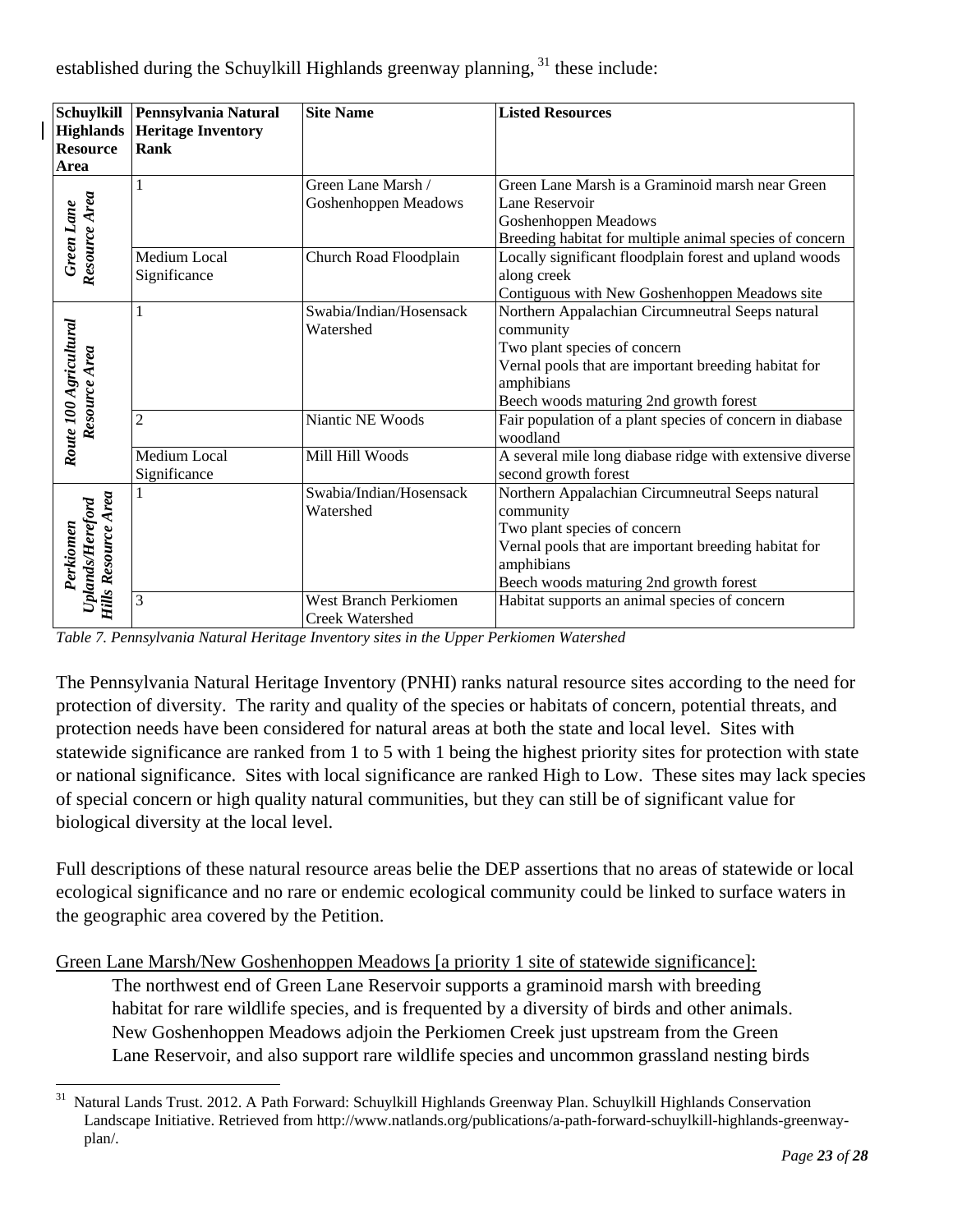established during the Schuylkill Highlands greenway planning, [31] these include:

| Schuylkill Highlands Resource Area | Pennsylvania Natural Heritage Inventory Rank | Site Name | Listed Resources |
|---|---|---|---|
| *Green Lane Resource Area* | 1 | Green Lane Marsh / Goshenhoppen Meadows | Green Lane Marsh is a Graminoid marsh near Green Lane Reservoir<br>Goshenhoppen Meadows<br>Breeding habitat for multiple animal species of concern |
| | Medium Local Significance | Church Road Floodplain | Locally significant floodplain forest and upland woods along creek<br>Contiguous with New Goshenhoppen Meadows site |
| *Route 100 Agricultural Resource Area* | 1 | Swabia/Indian/Hosensack Watershed | Northern Appalachian Circumneutral Seeps natural community<br>Two plant species of concern<br>Vernal pools that are important breeding habitat for amphibians<br>Beech woods maturing 2nd growth forest |
| | 2 | Niantic NE Woods | Fair population of a plant species of concern in diabase woodland |
| | Medium Local Significance | Mill Hill Woods | A several mile long diabase ridge with extensive diverse second growth forest |
| *Perkiomen Uplands/Hereford Hills Resource Area* | 1 | Swabia/Indian/Hosensack Watershed | Northern Appalachian Circumneutral Seeps natural community<br>Two plant species of concern<br>Vernal pools that are important breeding habitat for amphibians<br>Beech woods maturing 2nd growth forest |
| | 3 | West Branch Perkiomen Creek Watershed | Habitat supports an animal species of concern |

*Table 7. Pennsylvania Natural Heritage Inventory sites in the Upper Perkiomen Watershed*

The Pennsylvania Natural Heritage Inventory (PNHI) ranks natural resource sites according to the need for protection of diversity. The rarity and quality of the species or habitats of concern, potential threats, and protection needs have been considered for natural areas at both the state and local level. Sites with statewide significance are ranked from 1 to 5 with 1 being the highest priority sites for protection with state or national significance. Sites with local significance are ranked High to Low. These sites may lack species of special concern or high quality natural communities, but they can still be of significant value for biological diversity at the local level.

Full descriptions of these natural resource areas belie the DEP assertions that no areas of statewide or local ecological significance and no rare or endemic ecological community could be linked to surface waters in the geographic area covered by the Petition.

<u>Green Lane Marsh/New Goshenhoppen Meadows [a priority 1 site of statewide significance]:</u>

> The northwest end of Green Lane Reservoir supports a graminoid marsh with breeding habitat for rare wildlife species, and is frequented by a diversity of birds and other animals. New Goshenhoppen Meadows adjoin the Perkiomen Creek just upstream from the Green Lane Reservoir, and also support rare wildlife species and uncommon grassland nesting birds

[31] Natural Lands Trust. 2012. A Path Forward: Schuylkill Highlands Greenway Plan. Schuylkill Highlands Conservation Landscape Initiative. Retrieved from http://www.natlands.org/publications/a-path-forward-schuylkill-highlands-greenway-plan/.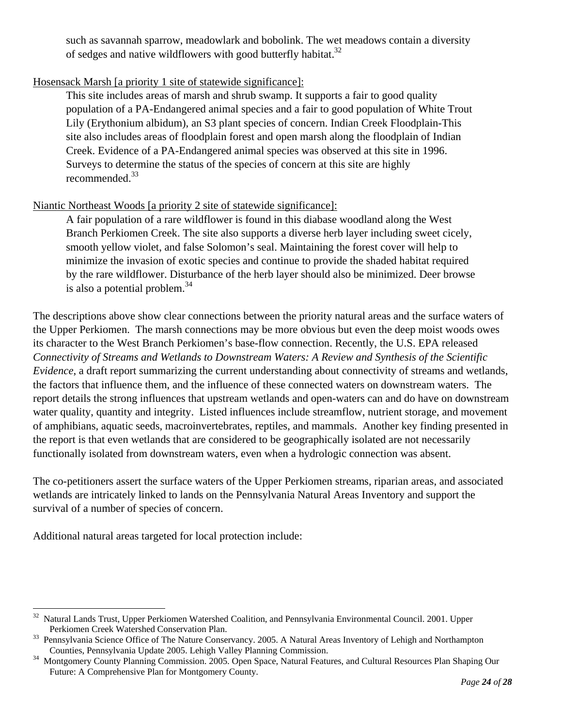such as savannah sparrow, meadowlark and bobolink. The wet meadows contain a diversity of sedges and native wildflowers with good butterfly habitat.[32]

Hosensack Marsh [a priority 1 site of statewide significance]:

This site includes areas of marsh and shrub swamp. It supports a fair to good quality population of a PA-Endangered animal species and a fair to good population of White Trout Lily (Erythonium albidum), an S3 plant species of concern. Indian Creek Floodplain-This site also includes areas of floodplain forest and open marsh along the floodplain of Indian Creek. Evidence of a PA-Endangered animal species was observed at this site in 1996. Surveys to determine the status of the species of concern at this site are highly recommended.[33]

Niantic Northeast Woods [a priority 2 site of statewide significance]:

A fair population of a rare wildflower is found in this diabase woodland along the West Branch Perkiomen Creek. The site also supports a diverse herb layer including sweet cicely, smooth yellow violet, and false Solomon's seal. Maintaining the forest cover will help to minimize the invasion of exotic species and continue to provide the shaded habitat required by the rare wildflower. Disturbance of the herb layer should also be minimized. Deer browse is also a potential problem.[34]

The descriptions above show clear connections between the priority natural areas and the surface waters of the Upper Perkiomen. The marsh connections may be more obvious but even the deep moist woods owes its character to the West Branch Perkiomen's base-flow connection. Recently, the U.S. EPA released *Connectivity of Streams and Wetlands to Downstream Waters: A Review and Synthesis of the Scientific Evidence*, a draft report summarizing the current understanding about connectivity of streams and wetlands, the factors that influence them, and the influence of these connected waters on downstream waters. The report details the strong influences that upstream wetlands and open-waters can and do have on downstream water quality, quantity and integrity. Listed influences include streamflow, nutrient storage, and movement of amphibians, aquatic seeds, macroinvertebrates, reptiles, and mammals. Another key finding presented in the report is that even wetlands that are considered to be geographically isolated are not necessarily functionally isolated from downstream waters, even when a hydrologic connection was absent.

The co-petitioners assert the surface waters of the Upper Perkiomen streams, riparian areas, and associated wetlands are intricately linked to lands on the Pennsylvania Natural Areas Inventory and support the survival of a number of species of concern.

Additional natural areas targeted for local protection include:

---

[32] Natural Lands Trust, Upper Perkiomen Watershed Coalition, and Pennsylvania Environmental Council. 2001. Upper Perkiomen Creek Watershed Conservation Plan.

[33] Pennsylvania Science Office of The Nature Conservancy. 2005. A Natural Areas Inventory of Lehigh and Northampton Counties, Pennsylvania Update 2005. Lehigh Valley Planning Commission.

[34] Montgomery County Planning Commission. 2005. Open Space, Natural Features, and Cultural Resources Plan Shaping Our Future: A Comprehensive Plan for Montgomery County.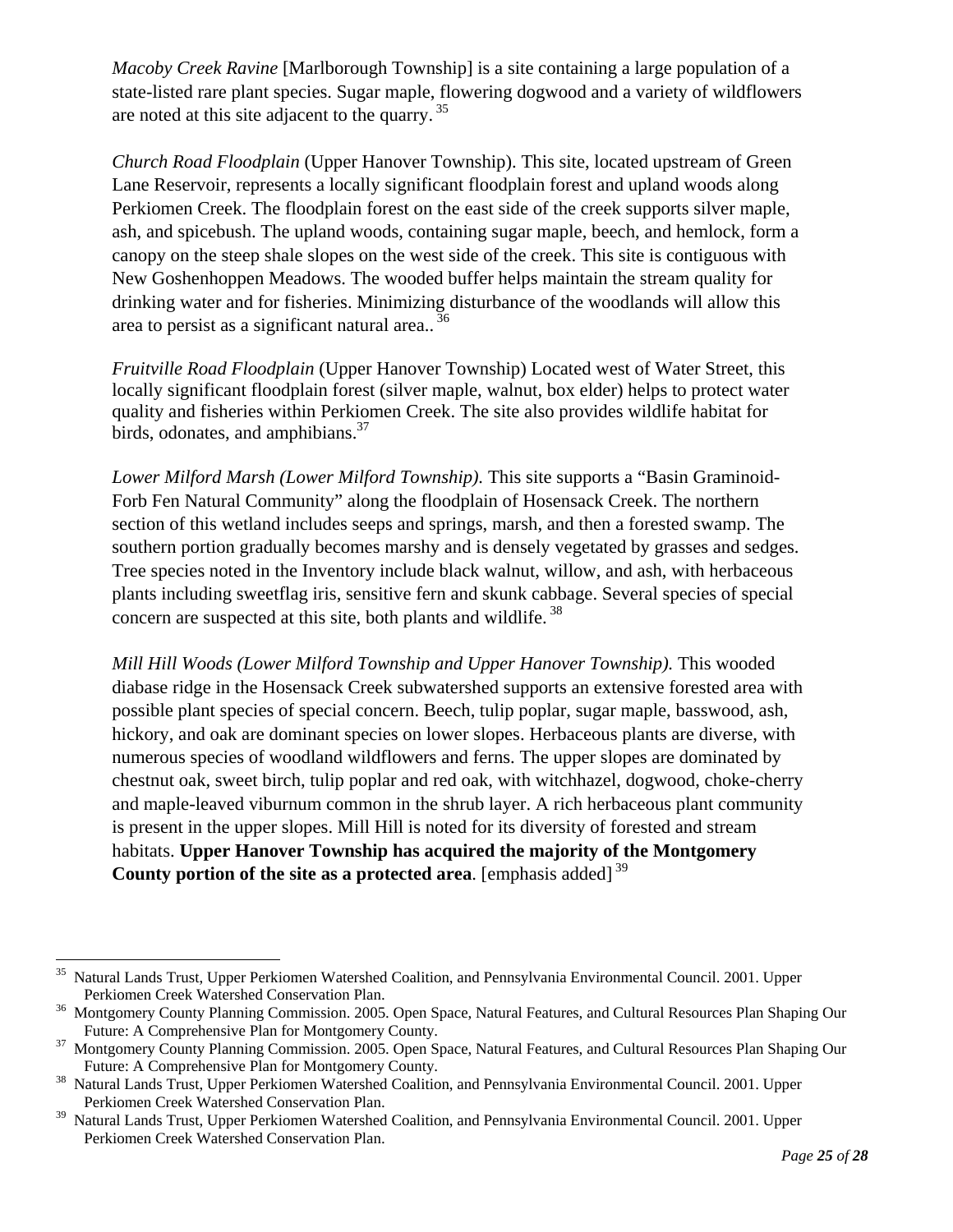*Macoby Creek Ravine* [Marlborough Township] is a site containing a large population of a state-listed rare plant species. Sugar maple, flowering dogwood and a variety of wildflowers are noted at this site adjacent to the quarry. [35]

*Church Road Floodplain* (Upper Hanover Township). This site, located upstream of Green Lane Reservoir, represents a locally significant floodplain forest and upland woods along Perkiomen Creek. The floodplain forest on the east side of the creek supports silver maple, ash, and spicebush. The upland woods, containing sugar maple, beech, and hemlock, form a canopy on the steep shale slopes on the west side of the creek. This site is contiguous with New Goshenhoppen Meadows. The wooded buffer helps maintain the stream quality for drinking water and for fisheries. Minimizing disturbance of the woodlands will allow this area to persist as a significant natural area.. [36]

*Fruitville Road Floodplain* (Upper Hanover Township) Located west of Water Street, this locally significant floodplain forest (silver maple, walnut, box elder) helps to protect water quality and fisheries within Perkiomen Creek. The site also provides wildlife habitat for birds, odonates, and amphibians.[37]

*Lower Milford Marsh (Lower Milford Township).* This site supports a "Basin Graminoid-Forb Fen Natural Community" along the floodplain of Hosensack Creek. The northern section of this wetland includes seeps and springs, marsh, and then a forested swamp. The southern portion gradually becomes marshy and is densely vegetated by grasses and sedges. Tree species noted in the Inventory include black walnut, willow, and ash, with herbaceous plants including sweetflag iris, sensitive fern and skunk cabbage. Several species of special concern are suspected at this site, both plants and wildlife. [38]

*Mill Hill Woods (Lower Milford Township and Upper Hanover Township).* This wooded diabase ridge in the Hosensack Creek subwatershed supports an extensive forested area with possible plant species of special concern. Beech, tulip poplar, sugar maple, basswood, ash, hickory, and oak are dominant species on lower slopes. Herbaceous plants are diverse, with numerous species of woodland wildflowers and ferns. The upper slopes are dominated by chestnut oak, sweet birch, tulip poplar and red oak, with witchhazel, dogwood, choke-cherry and maple-leaved viburnum common in the shrub layer. A rich herbaceous plant community is present in the upper slopes. Mill Hill is noted for its diversity of forested and stream habitats. **Upper Hanover Township has acquired the majority of the Montgomery County portion of the site as a protected area**. [emphasis added] [39]

---

[35] Natural Lands Trust, Upper Perkiomen Watershed Coalition, and Pennsylvania Environmental Council. 2001. Upper Perkiomen Creek Watershed Conservation Plan.

[36] Montgomery County Planning Commission. 2005. Open Space, Natural Features, and Cultural Resources Plan Shaping Our Future: A Comprehensive Plan for Montgomery County.

[37] Montgomery County Planning Commission. 2005. Open Space, Natural Features, and Cultural Resources Plan Shaping Our Future: A Comprehensive Plan for Montgomery County.

[38] Natural Lands Trust, Upper Perkiomen Watershed Coalition, and Pennsylvania Environmental Council. 2001. Upper Perkiomen Creek Watershed Conservation Plan.

[39] Natural Lands Trust, Upper Perkiomen Watershed Coalition, and Pennsylvania Environmental Council. 2001. Upper Perkiomen Creek Watershed Conservation Plan.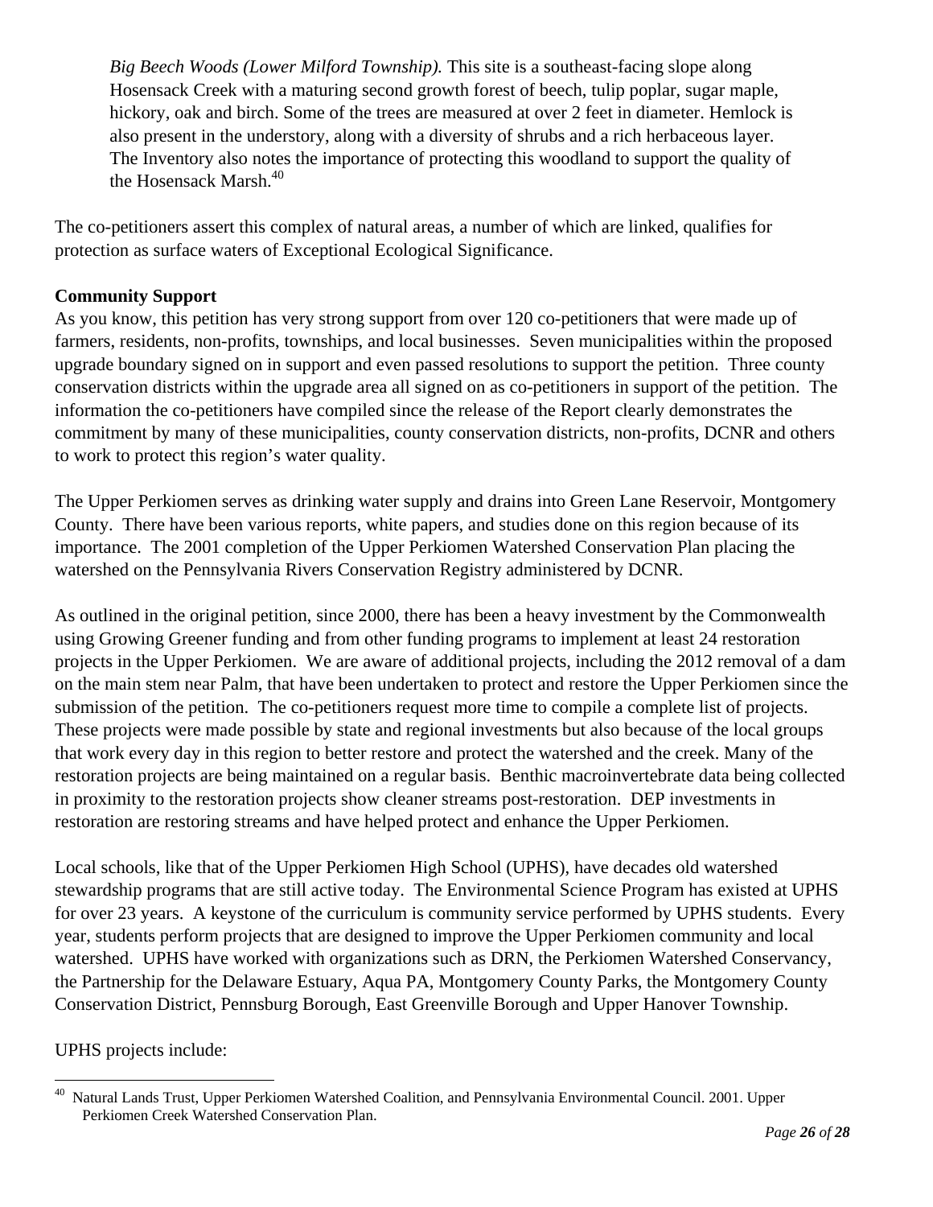*Big Beech Woods (Lower Milford Township).* This site is a southeast-facing slope along Hosensack Creek with a maturing second growth forest of beech, tulip poplar, sugar maple, hickory, oak and birch. Some of the trees are measured at over 2 feet in diameter. Hemlock is also present in the understory, along with a diversity of shrubs and a rich herbaceous layer. The Inventory also notes the importance of protecting this woodland to support the quality of the Hosensack Marsh.[40]

The co-petitioners assert this complex of natural areas, a number of which are linked, qualifies for protection as surface waters of Exceptional Ecological Significance.

**Community Support**

As you know, this petition has very strong support from over 120 co-petitioners that were made up of farmers, residents, non-profits, townships, and local businesses. Seven municipalities within the proposed upgrade boundary signed on in support and even passed resolutions to support the petition. Three county conservation districts within the upgrade area all signed on as co-petitioners in support of the petition. The information the co-petitioners have compiled since the release of the Report clearly demonstrates the commitment by many of these municipalities, county conservation districts, non-profits, DCNR and others to work to protect this region's water quality.

The Upper Perkiomen serves as drinking water supply and drains into Green Lane Reservoir, Montgomery County. There have been various reports, white papers, and studies done on this region because of its importance. The 2001 completion of the Upper Perkiomen Watershed Conservation Plan placing the watershed on the Pennsylvania Rivers Conservation Registry administered by DCNR.

As outlined in the original petition, since 2000, there has been a heavy investment by the Commonwealth using Growing Greener funding and from other funding programs to implement at least 24 restoration projects in the Upper Perkiomen. We are aware of additional projects, including the 2012 removal of a dam on the main stem near Palm, that have been undertaken to protect and restore the Upper Perkiomen since the submission of the petition. The co-petitioners request more time to compile a complete list of projects. These projects were made possible by state and regional investments but also because of the local groups that work every day in this region to better restore and protect the watershed and the creek. Many of the restoration projects are being maintained on a regular basis. Benthic macroinvertebrate data being collected in proximity to the restoration projects show cleaner streams post-restoration. DEP investments in restoration are restoring streams and have helped protect and enhance the Upper Perkiomen.

Local schools, like that of the Upper Perkiomen High School (UPHS), have decades old watershed stewardship programs that are still active today. The Environmental Science Program has existed at UPHS for over 23 years. A keystone of the curriculum is community service performed by UPHS students. Every year, students perform projects that are designed to improve the Upper Perkiomen community and local watershed. UPHS have worked with organizations such as DRN, the Perkiomen Watershed Conservancy, the Partnership for the Delaware Estuary, Aqua PA, Montgomery County Parks, the Montgomery County Conservation District, Pennsburg Borough, East Greenville Borough and Upper Hanover Township.

UPHS projects include:

[40] Natural Lands Trust, Upper Perkiomen Watershed Coalition, and Pennsylvania Environmental Council. 2001. Upper Perkiomen Creek Watershed Conservation Plan.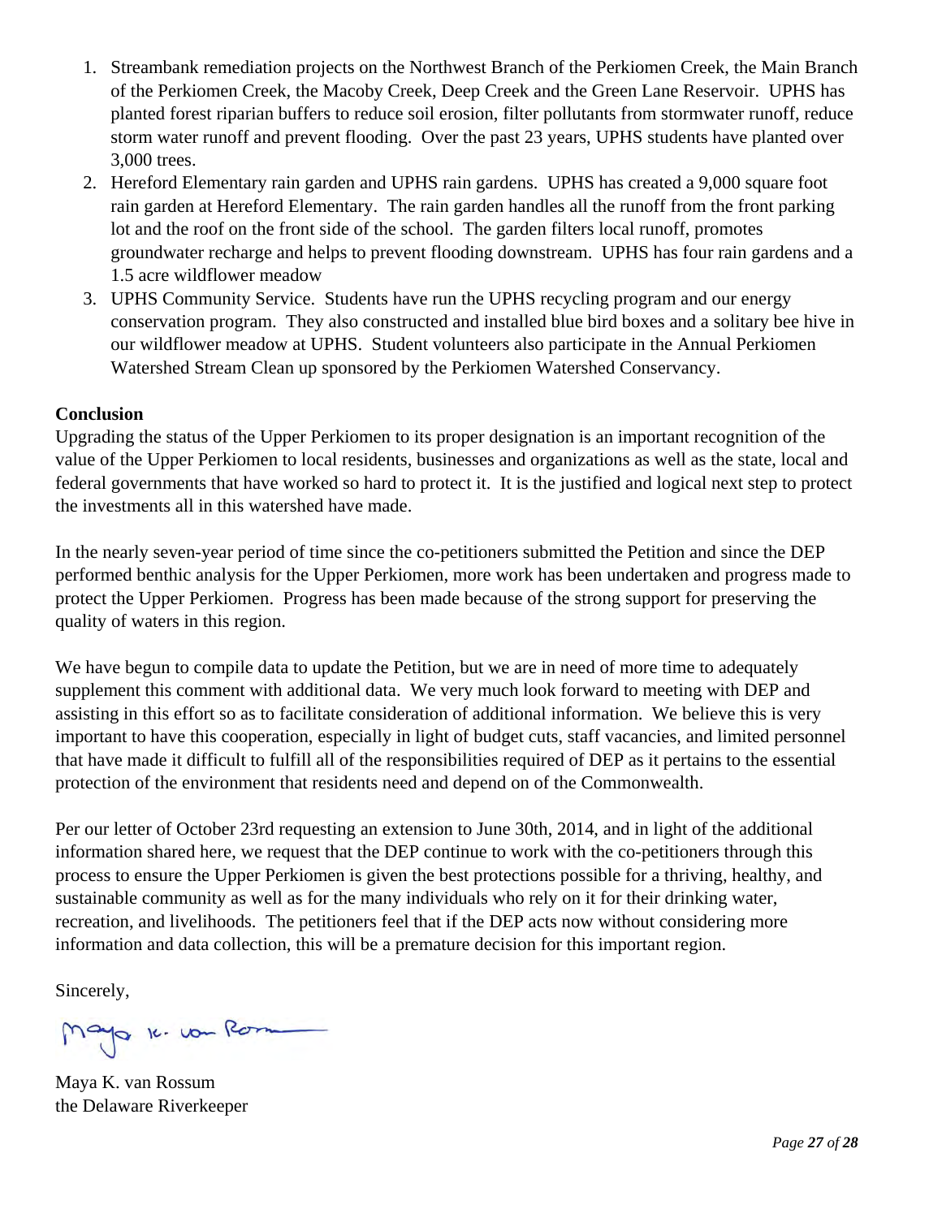1. Streambank remediation projects on the Northwest Branch of the Perkiomen Creek, the Main Branch of the Perkiomen Creek, the Macoby Creek, Deep Creek and the Green Lane Reservoir. UPHS has planted forest riparian buffers to reduce soil erosion, filter pollutants from stormwater runoff, reduce storm water runoff and prevent flooding. Over the past 23 years, UPHS students have planted over 3,000 trees.
2. Hereford Elementary rain garden and UPHS rain gardens. UPHS has created a 9,000 square foot rain garden at Hereford Elementary. The rain garden handles all the runoff from the front parking lot and the roof on the front side of the school. The garden filters local runoff, promotes groundwater recharge and helps to prevent flooding downstream. UPHS has four rain gardens and a 1.5 acre wildflower meadow
3. UPHS Community Service. Students have run the UPHS recycling program and our energy conservation program. They also constructed and installed blue bird boxes and a solitary bee hive in our wildflower meadow at UPHS. Student volunteers also participate in the Annual Perkiomen Watershed Stream Clean up sponsored by the Perkiomen Watershed Conservancy.

**Conclusion**

Upgrading the status of the Upper Perkiomen to its proper designation is an important recognition of the value of the Upper Perkiomen to local residents, businesses and organizations as well as the state, local and federal governments that have worked so hard to protect it. It is the justified and logical next step to protect the investments all in this watershed have made.

In the nearly seven-year period of time since the co-petitioners submitted the Petition and since the DEP performed benthic analysis for the Upper Perkiomen, more work has been undertaken and progress made to protect the Upper Perkiomen. Progress has been made because of the strong support for preserving the quality of waters in this region.

We have begun to compile data to update the Petition, but we are in need of more time to adequately supplement this comment with additional data. We very much look forward to meeting with DEP and assisting in this effort so as to facilitate consideration of additional information. We believe this is very important to have this cooperation, especially in light of budget cuts, staff vacancies, and limited personnel that have made it difficult to fulfill all of the responsibilities required of DEP as it pertains to the essential protection of the environment that residents need and depend on of the Commonwealth.

Per our letter of October 23rd requesting an extension to June 30th, 2014, and in light of the additional information shared here, we request that the DEP continue to work with the co-petitioners through this process to ensure the Upper Perkiomen is given the best protections possible for a thriving, healthy, and sustainable community as well as for the many individuals who rely on it for their drinking water, recreation, and livelihoods. The petitioners feel that if the DEP acts now without considering more information and data collection, this will be a premature decision for this important region.

Sincerely,

Maya K. van Rossum
the Delaware Riverkeeper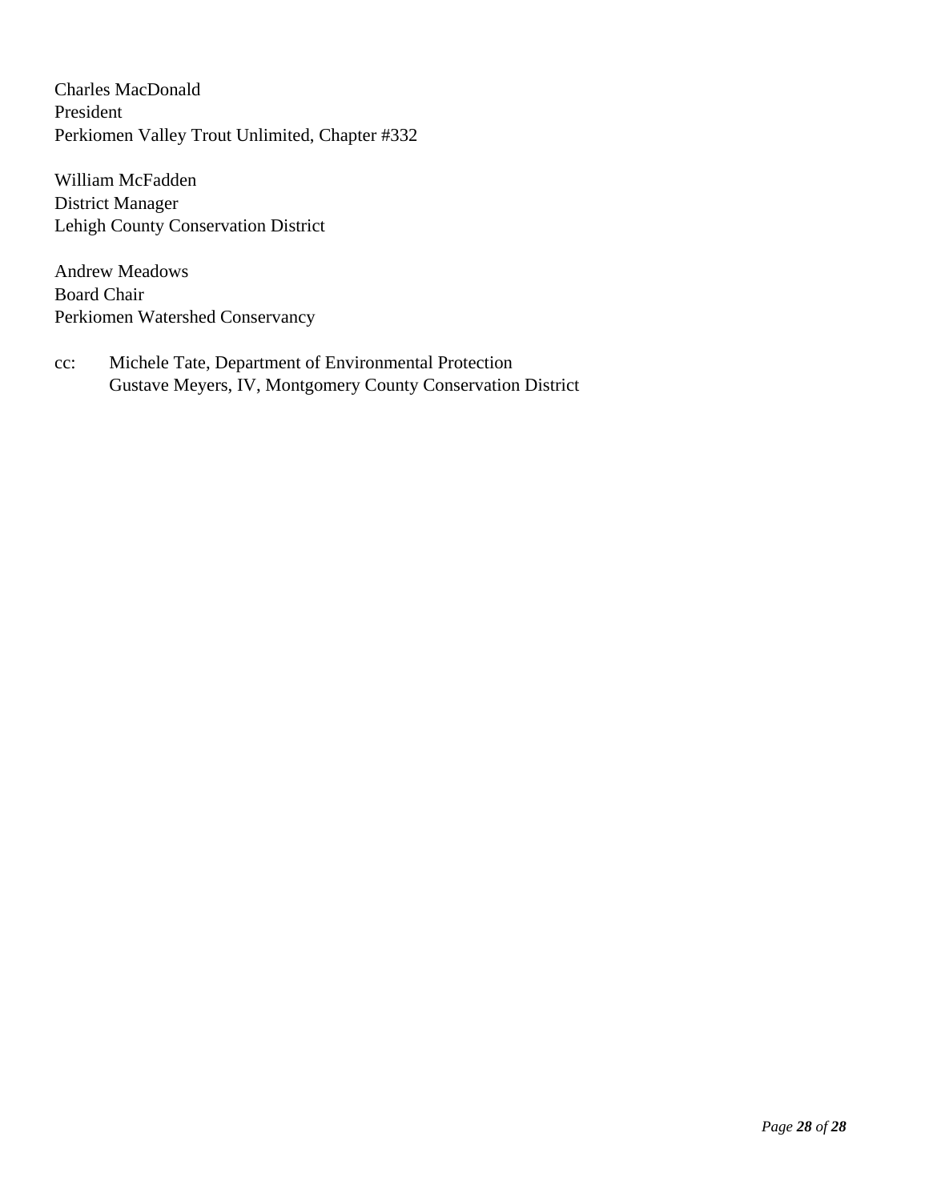Charles MacDonald
President
Perkiomen Valley Trout Unlimited, Chapter #332

William McFadden
District Manager
Lehigh County Conservation District

Andrew Meadows
Board Chair
Perkiomen Watershed Conservancy

cc: Michele Tate, Department of Environmental Protection
Gustave Meyers, IV, Montgomery County Conservation District